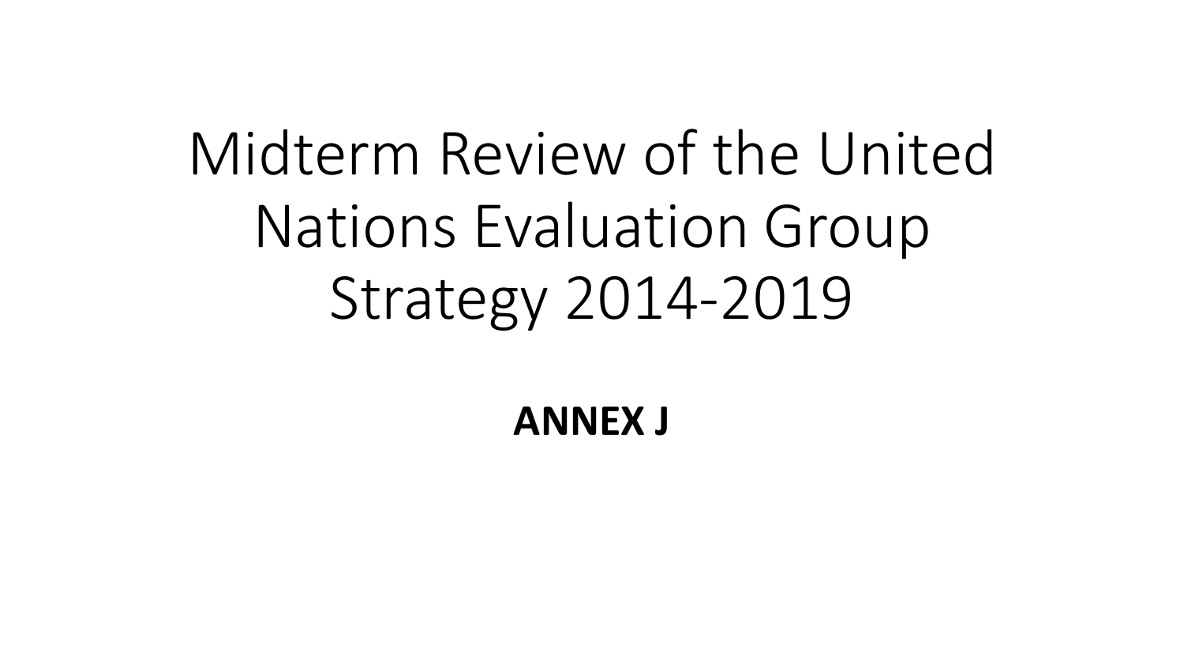# Midterm Review of the United Nations Evaluation Group Strategy 2014-2019

**ANNEX J**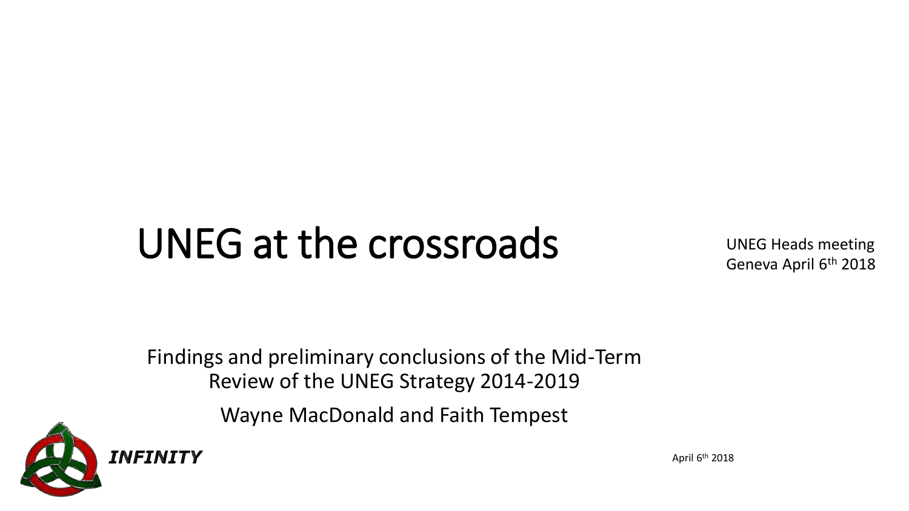# UNEG at the crossroads

UNEG Heads meeting
Geneva April 6th 2018

Findings and preliminary conclusions of the Mid-Term Review of the UNEG Strategy 2014-2019

Wayne MacDonald and Faith Tempest

*INFINITY*

April 6th 2018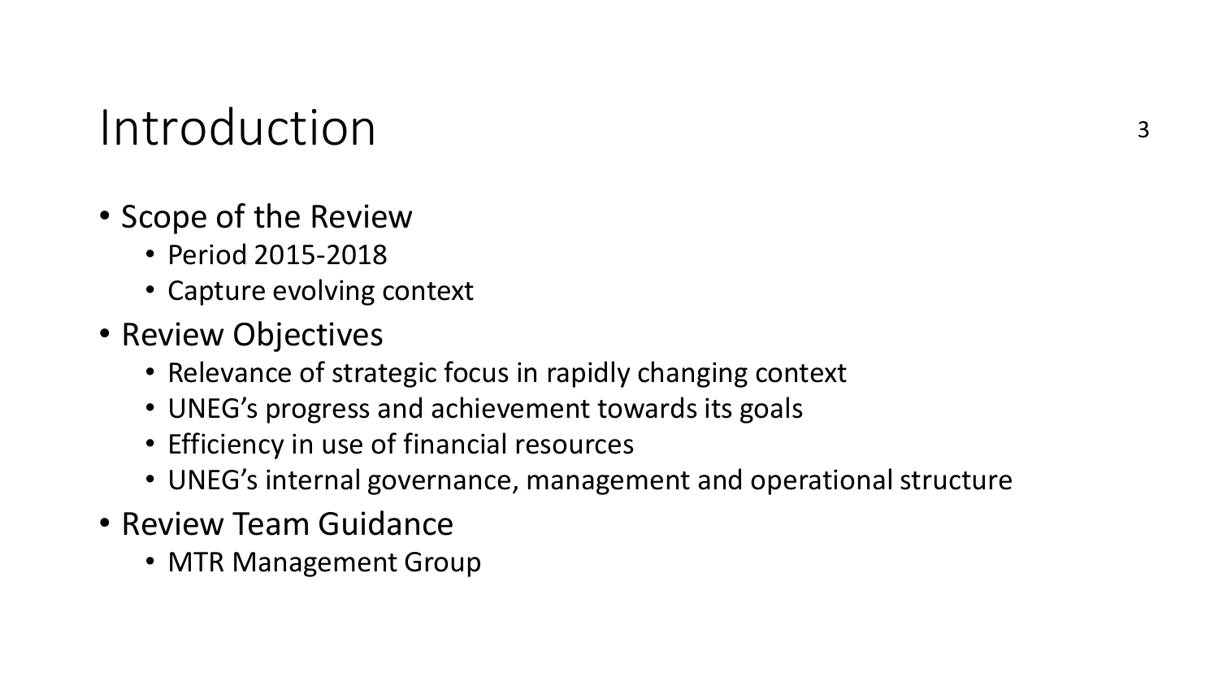# Introduction

- Scope of the Review
  - Period 2015-2018
  - Capture evolving context
- Review Objectives
  - Relevance of strategic focus in rapidly changing context
  - UNEG's progress and achievement towards its goals
  - Efficiency in use of financial resources
  - UNEG's internal governance, management and operational structure
- Review Team Guidance
  - MTR Management Group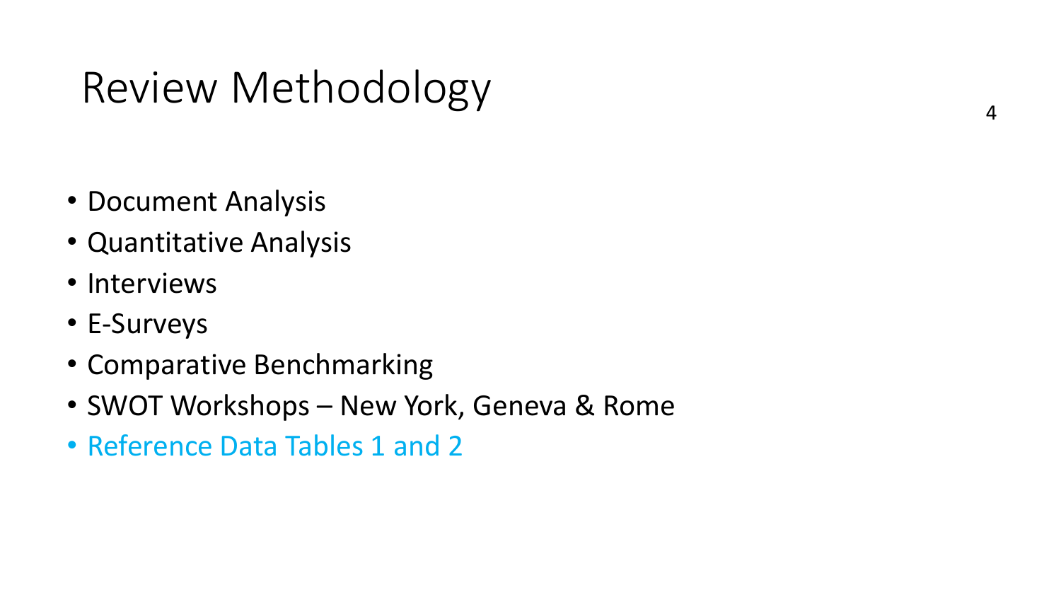# Review Methodology

- Document Analysis
- Quantitative Analysis
- Interviews
- E-Surveys
- Comparative Benchmarking
- SWOT Workshops – New York, Geneva & Rome
- Reference Data Tables 1 and 2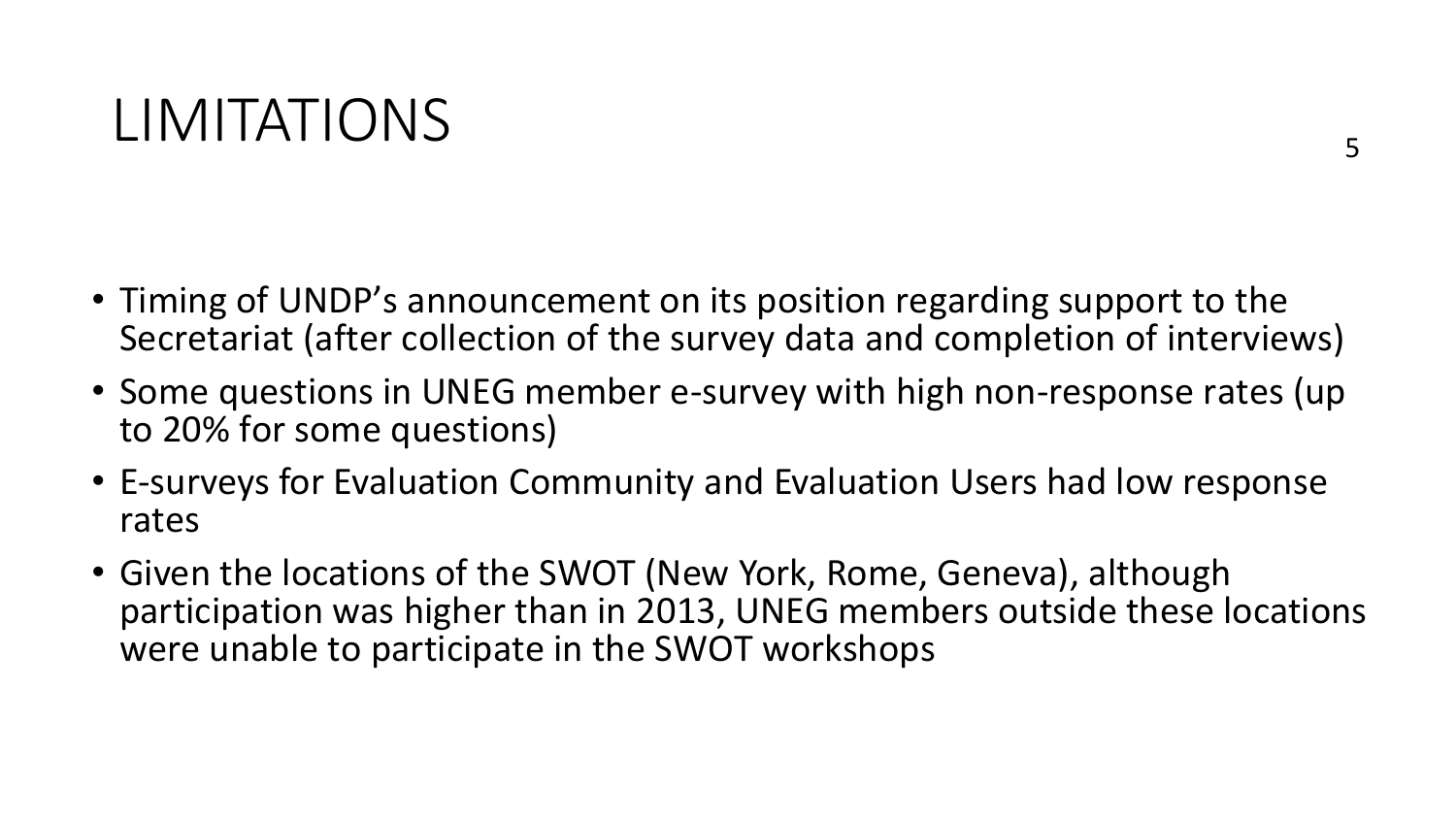# LIMITATIONS

- Timing of UNDP's announcement on its position regarding support to the Secretariat (after collection of the survey data and completion of interviews)
- Some questions in UNEG member e-survey with high non-response rates (up to 20% for some questions)
- E-surveys for Evaluation Community and Evaluation Users had low response rates
- Given the locations of the SWOT (New York, Rome, Geneva), although participation was higher than in 2013, UNEG members outside these locations were unable to participate in the SWOT workshops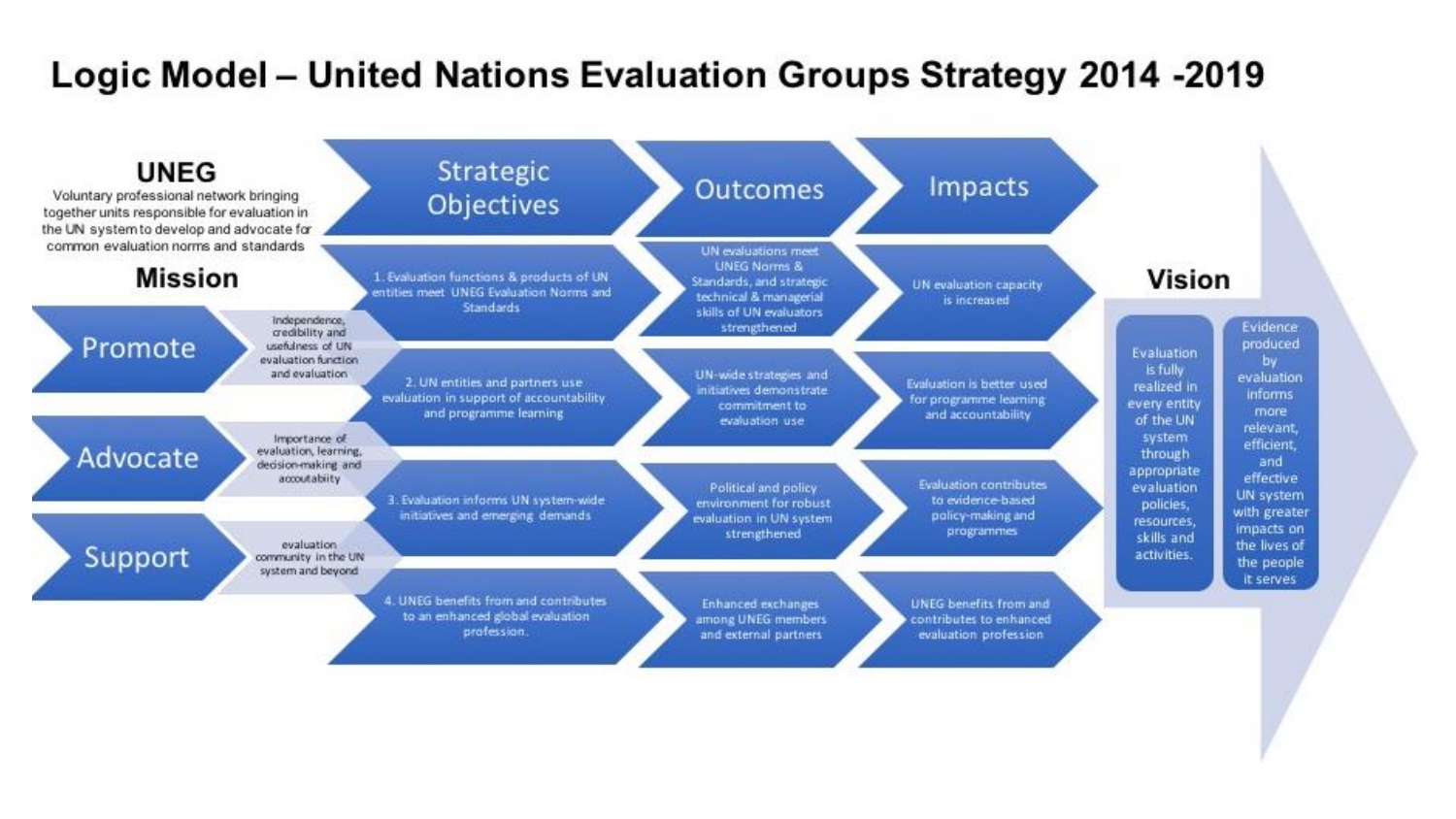# Logic Model – United Nations Evaluation Groups Strategy 2014 -2019

**UNEG**

Voluntary professional network bringing together units responsible for evaluation in the UN system to develop and advocate for common evaluation norms and standards

**Mission**

| Mission | | Strategic Objectives | Outcomes | Impacts |
|---|---|---|---|---|
| Promote | Independence, credibility and usefulness of UN evaluation function and evaluation | 1. Evaluation functions & products of UN entities meet UNEG Evaluation Norms and Standards | UN evaluations meet UNEG Norms & Standards, and strategic technical & managerial skills of UN evaluators strengthened | UN evaluation capacity is increased |
| Advocate | Importance of evaluation, learning, decision-making and accoutability | 2. UN entities and partners use evaluation in support of accountability and programme learning | UN-wide strategies and initiatives demonstrate commitment to evaluation use | Evaluation is better used for programme learning and accountability |
| Support | evaluation community in the UN system and beyond | 3. Evaluation informs UN system-wide initiatives and emerging demands | Political and policy environment for robust evaluation in UN system strengthened | Evaluation contributes to evidence-based policy-making and programmes |
| | | 4. UNEG benefits from and contributes to an enhanced global evaluation profession. | Enhanced exchanges among UNEG members and external partners | UNEG benefits from and contributes to enhanced evaluation profession |

**Vision**

- Evaluation is fully realized in every entity of the UN system through appropriate evaluation policies, resources, skills and activities.
- Evidence produced by evaluation informs more relevant, efficient, and effective UN system with greater impacts on the lives of the people it serves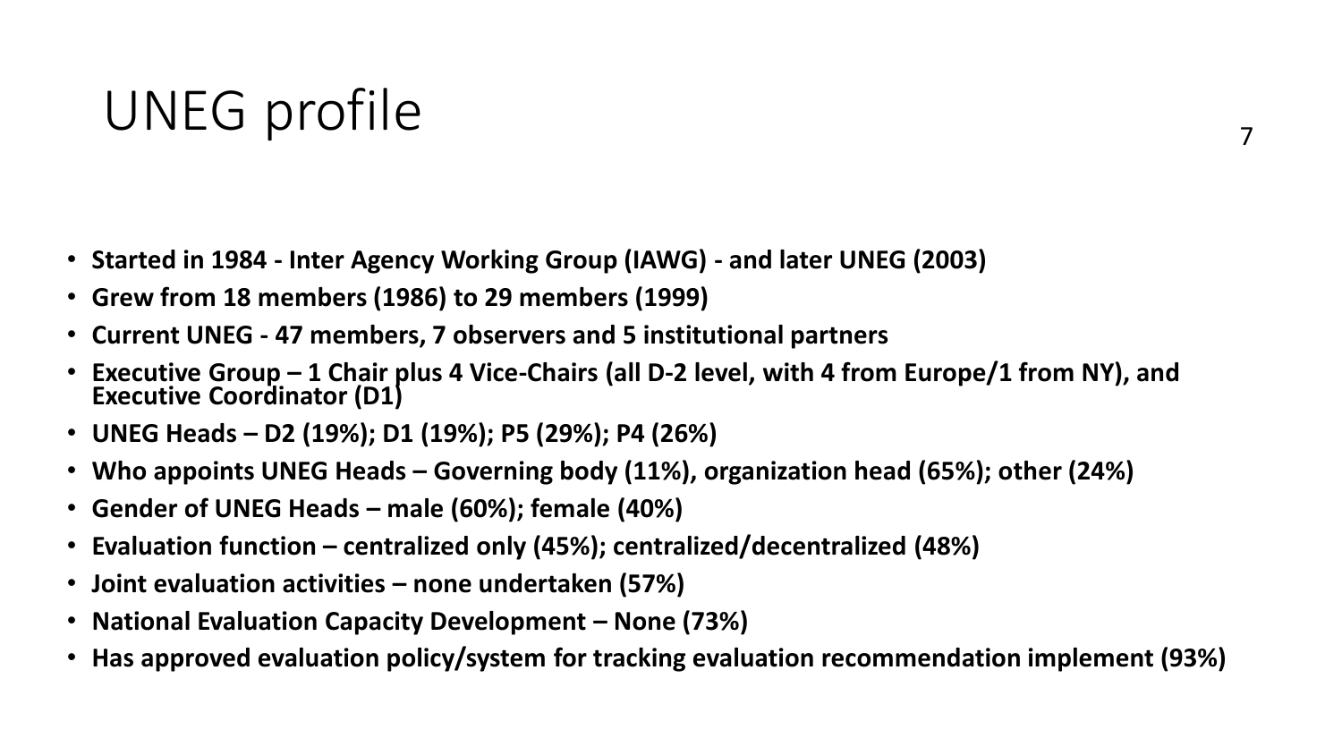# UNEG profile

- **Started in 1984 - Inter Agency Working Group (IAWG) - and later UNEG (2003)**
- **Grew from 18 members (1986) to 29 members (1999)**
- **Current UNEG - 47 members, 7 observers and 5 institutional partners**
- **Executive Group – 1 Chair plus 4 Vice-Chairs (all D-2 level, with 4 from Europe/1 from NY), and Executive Coordinator (D1)**
- **UNEG Heads – D2 (19%); D1 (19%); P5 (29%); P4 (26%)**
- **Who appoints UNEG Heads – Governing body (11%), organization head (65%); other (24%)**
- **Gender of UNEG Heads – male (60%); female (40%)**
- **Evaluation function – centralized only (45%); centralized/decentralized (48%)**
- **Joint evaluation activities – none undertaken (57%)**
- **National Evaluation Capacity Development – None (73%)**
- **Has approved evaluation policy/system for tracking evaluation recommendation implement (93%)**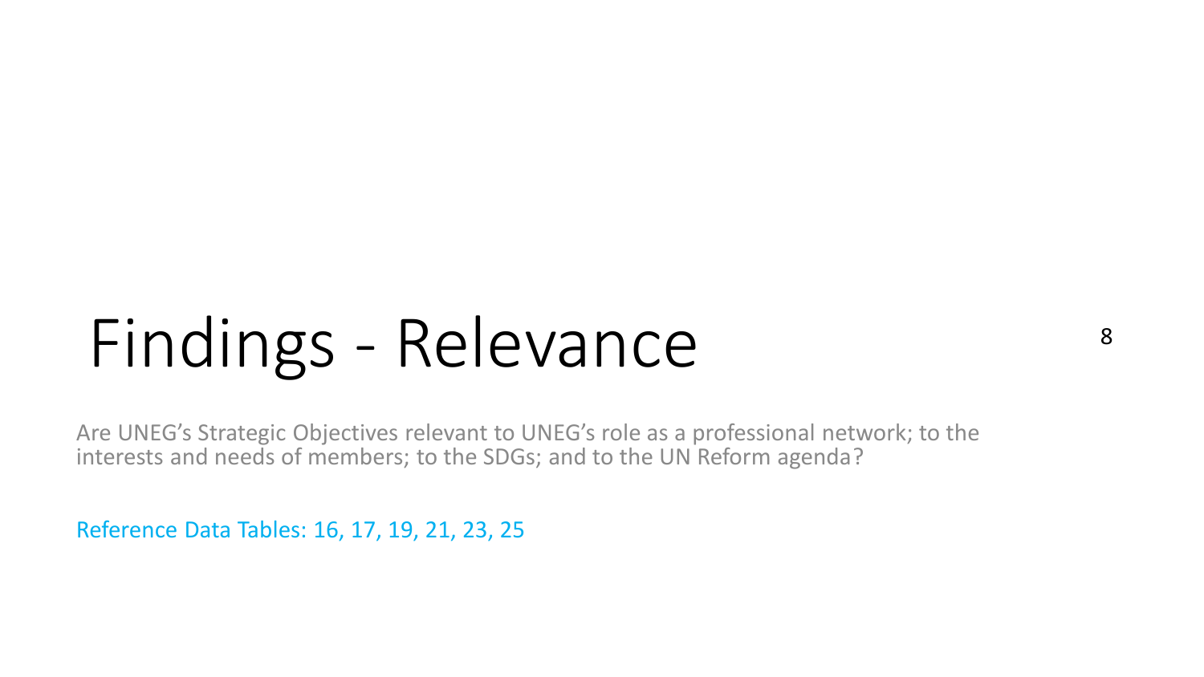# Findings - Relevance

Are UNEG's Strategic Objectives relevant to UNEG's role as a professional network; to the interests and needs of members; to the SDGs; and to the UN Reform agenda?

Reference Data Tables: 16, 17, 19, 21, 23, 25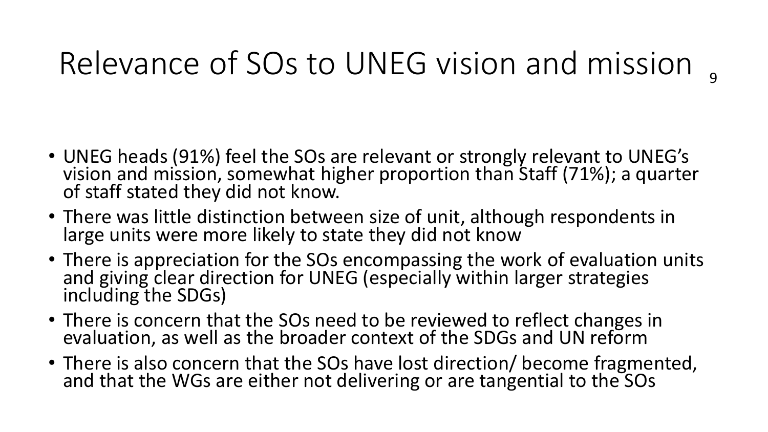# Relevance of SOs to UNEG vision and mission

- UNEG heads (91%) feel the SOs are relevant or strongly relevant to UNEG's vision and mission, somewhat higher proportion than Staff (71%); a quarter of staff stated they did not know.
- There was little distinction between size of unit, although respondents in large units were more likely to state they did not know
- There is appreciation for the SOs encompassing the work of evaluation units and giving clear direction for UNEG (especially within larger strategies including the SDGs)
- There is concern that the SOs need to be reviewed to reflect changes in evaluation, as well as the broader context of the SDGs and UN reform
- There is also concern that the SOs have lost direction/ become fragmented, and that the WGs are either not delivering or are tangential to the SOs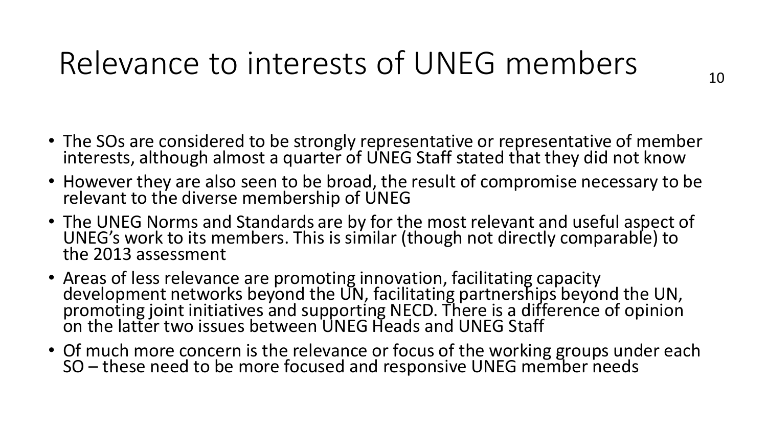# Relevance to interests of UNEG members

- The SOs are considered to be strongly representative or representative of member interests, although almost a quarter of UNEG Staff stated that they did not know
- However they are also seen to be broad, the result of compromise necessary to be relevant to the diverse membership of UNEG
- The UNEG Norms and Standards are by for the most relevant and useful aspect of UNEG's work to its members. This is similar (though not directly comparable) to the 2013 assessment
- Areas of less relevance are promoting innovation, facilitating capacity development networks beyond the UN, facilitating partnerships beyond the UN, promoting joint initiatives and supporting NECD. There is a difference of opinion on the latter two issues between UNEG Heads and UNEG Staff
- Of much more concern is the relevance or focus of the working groups under each SO – these need to be more focused and responsive UNEG member needs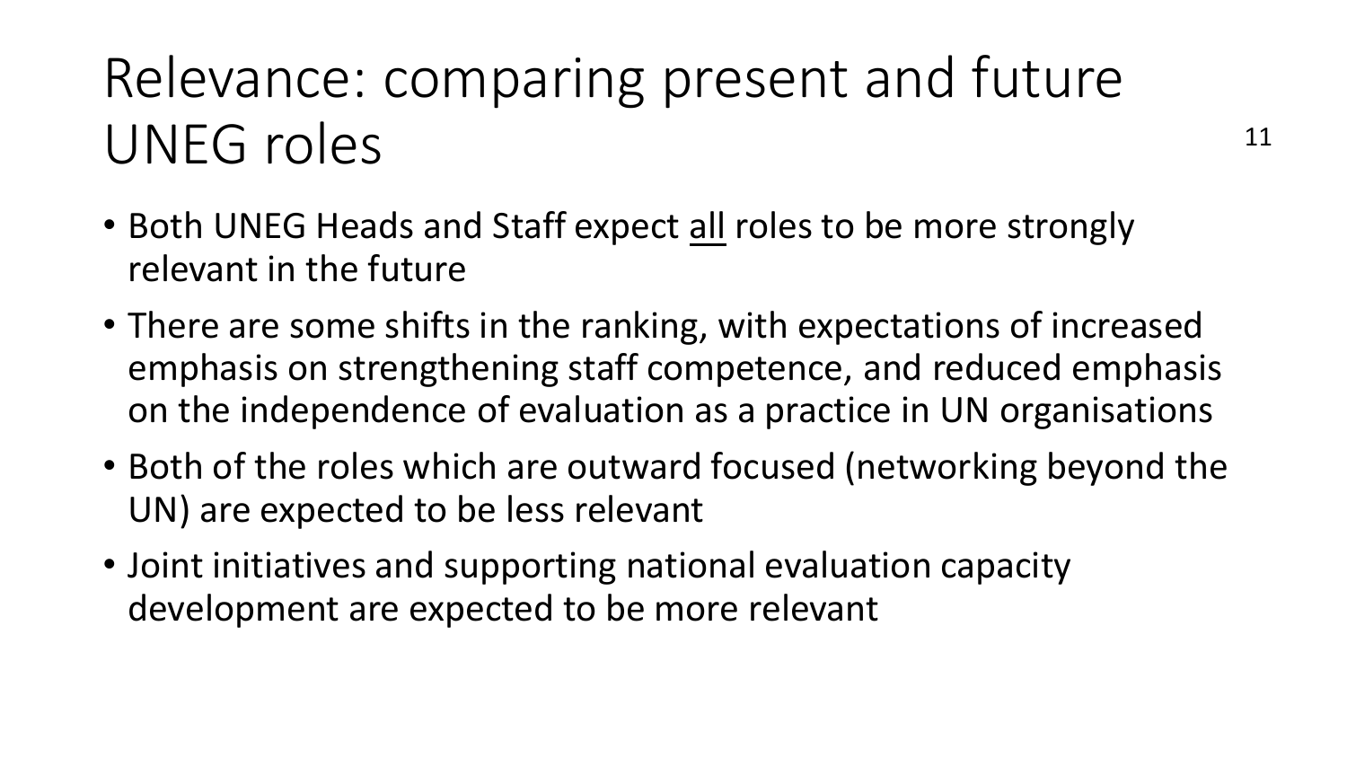# Relevance: comparing present and future UNEG roles

- Both UNEG Heads and Staff expect <u>all</u> roles to be more strongly relevant in the future
- There are some shifts in the ranking, with expectations of increased emphasis on strengthening staff competence, and reduced emphasis on the independence of evaluation as a practice in UN organisations
- Both of the roles which are outward focused (networking beyond the UN) are expected to be less relevant
- Joint initiatives and supporting national evaluation capacity development are expected to be more relevant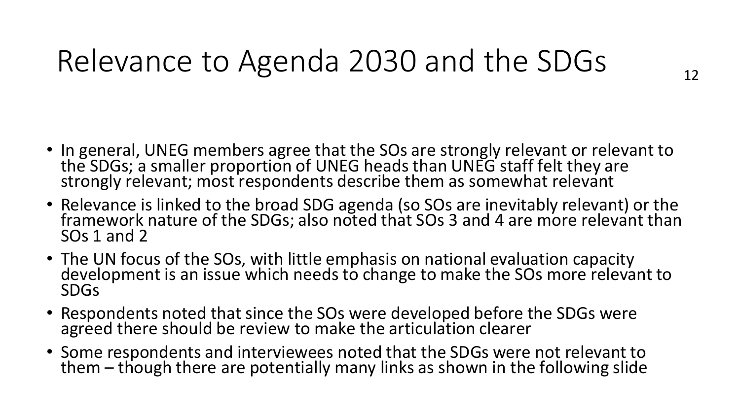# Relevance to Agenda 2030 and the SDGs

- In general, UNEG members agree that the SOs are strongly relevant or relevant to the SDGs; a smaller proportion of UNEG heads than UNEG staff felt they are strongly relevant; most respondents describe them as somewhat relevant
- Relevance is linked to the broad SDG agenda (so SOs are inevitably relevant) or the framework nature of the SDGs; also noted that SOs 3 and 4 are more relevant than SOs 1 and 2
- The UN focus of the SOs, with little emphasis on national evaluation capacity development is an issue which needs to change to make the SOs more relevant to SDGs
- Respondents noted that since the SOs were developed before the SDGs were agreed there should be review to make the articulation clearer
- Some respondents and interviewees noted that the SDGs were not relevant to them – though there are potentially many links as shown in the following slide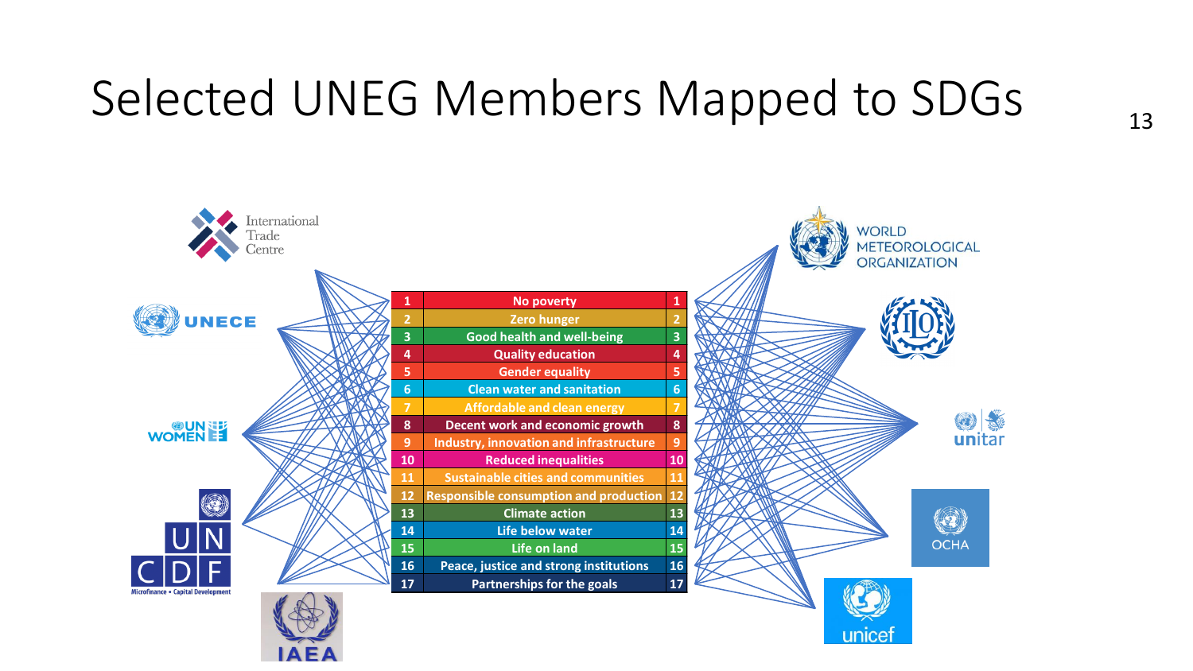# Selected UNEG Members Mapped to SDGs

| | | |
|---|---|---|
| 1 | No poverty | 1 |
| 2 | Zero hunger | 2 |
| 3 | Good health and well-being | 3 |
| 4 | Quality education | 4 |
| 5 | Gender equality | 5 |
| 6 | Clean water and sanitation | 6 |
| 7 | Affordable and clean energy | 7 |
| 8 | Decent work and economic growth | 8 |
| 9 | Industry, innovation and infrastructure | 9 |
| 10 | Reduced inequalities | 10 |
| 11 | Sustainable cities and communities | 11 |
| 12 | Responsible consumption and production | 12 |
| 13 | Climate action | 13 |
| 14 | Life below water | 14 |
| 15 | Life on land | 15 |
| 16 | Peace, justice and strong institutions | 16 |
| 17 | Partnerships for the goals | 17 |

International Trade Centre, UNECE, UN Women, UNCDF (Microfinance • Capital Development), IAEA

World Meteorological Organization, ILO, unitar, OCHA, unicef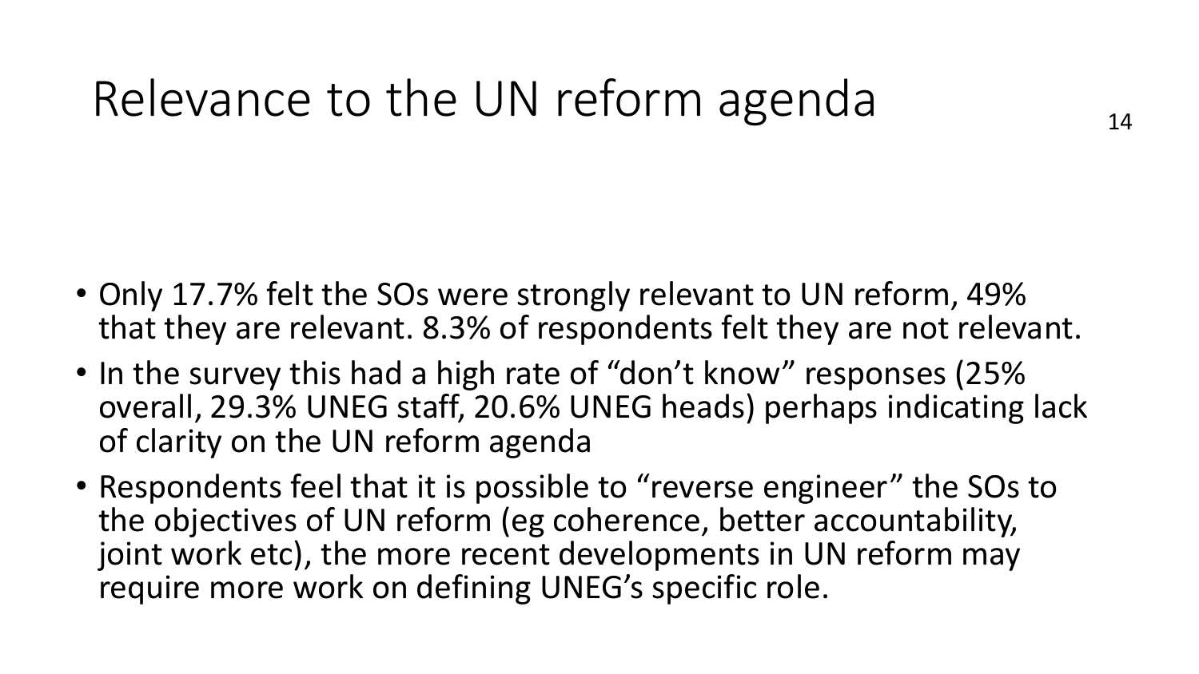# Relevance to the UN reform agenda

- Only 17.7% felt the SOs were strongly relevant to UN reform, 49% that they are relevant. 8.3% of respondents felt they are not relevant.
- In the survey this had a high rate of "don't know" responses (25% overall, 29.3% UNEG staff, 20.6% UNEG heads) perhaps indicating lack of clarity on the UN reform agenda
- Respondents feel that it is possible to "reverse engineer" the SOs to the objectives of UN reform (eg coherence, better accountability, joint work etc), the more recent developments in UN reform may require more work on defining UNEG's specific role.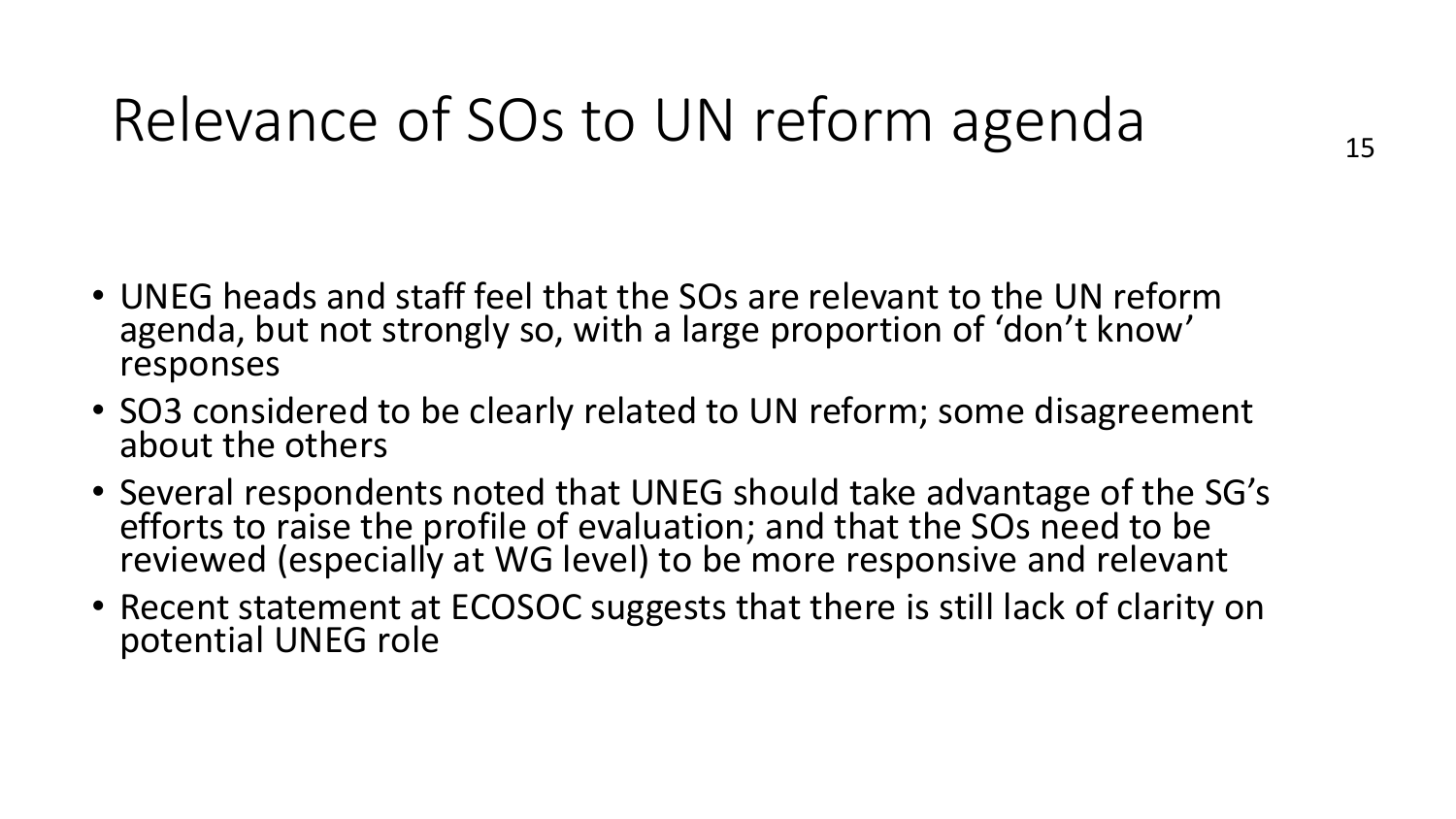# Relevance of SOs to UN reform agenda

- UNEG heads and staff feel that the SOs are relevant to the UN reform agenda, but not strongly so, with a large proportion of 'don't know' responses
- SO3 considered to be clearly related to UN reform; some disagreement about the others
- Several respondents noted that UNEG should take advantage of the SG's efforts to raise the profile of evaluation; and that the SOs need to be reviewed (especially at WG level) to be more responsive and relevant
- Recent statement at ECOSOC suggests that there is still lack of clarity on potential UNEG role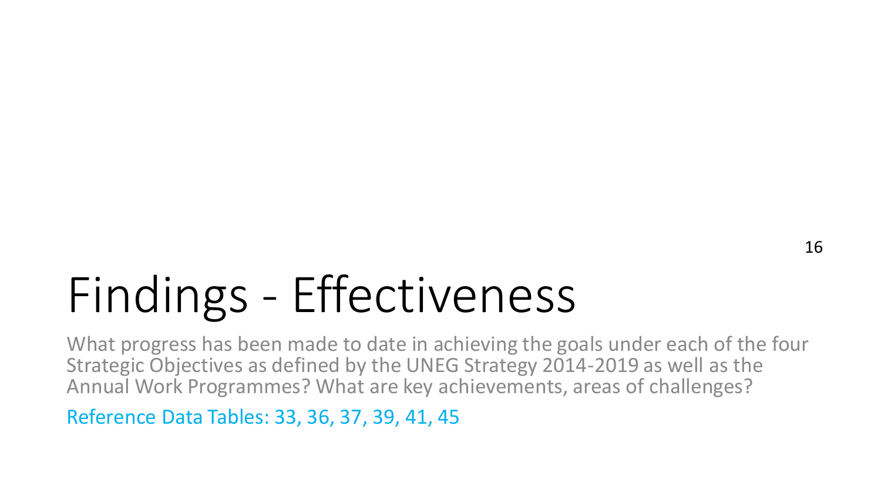# Findings - Effectiveness

What progress has been made to date in achieving the goals under each of the four Strategic Objectives as defined by the UNEG Strategy 2014-2019 as well as the Annual Work Programmes? What are key achievements, areas of challenges?

Reference Data Tables: 33, 36, 37, 39, 41, 45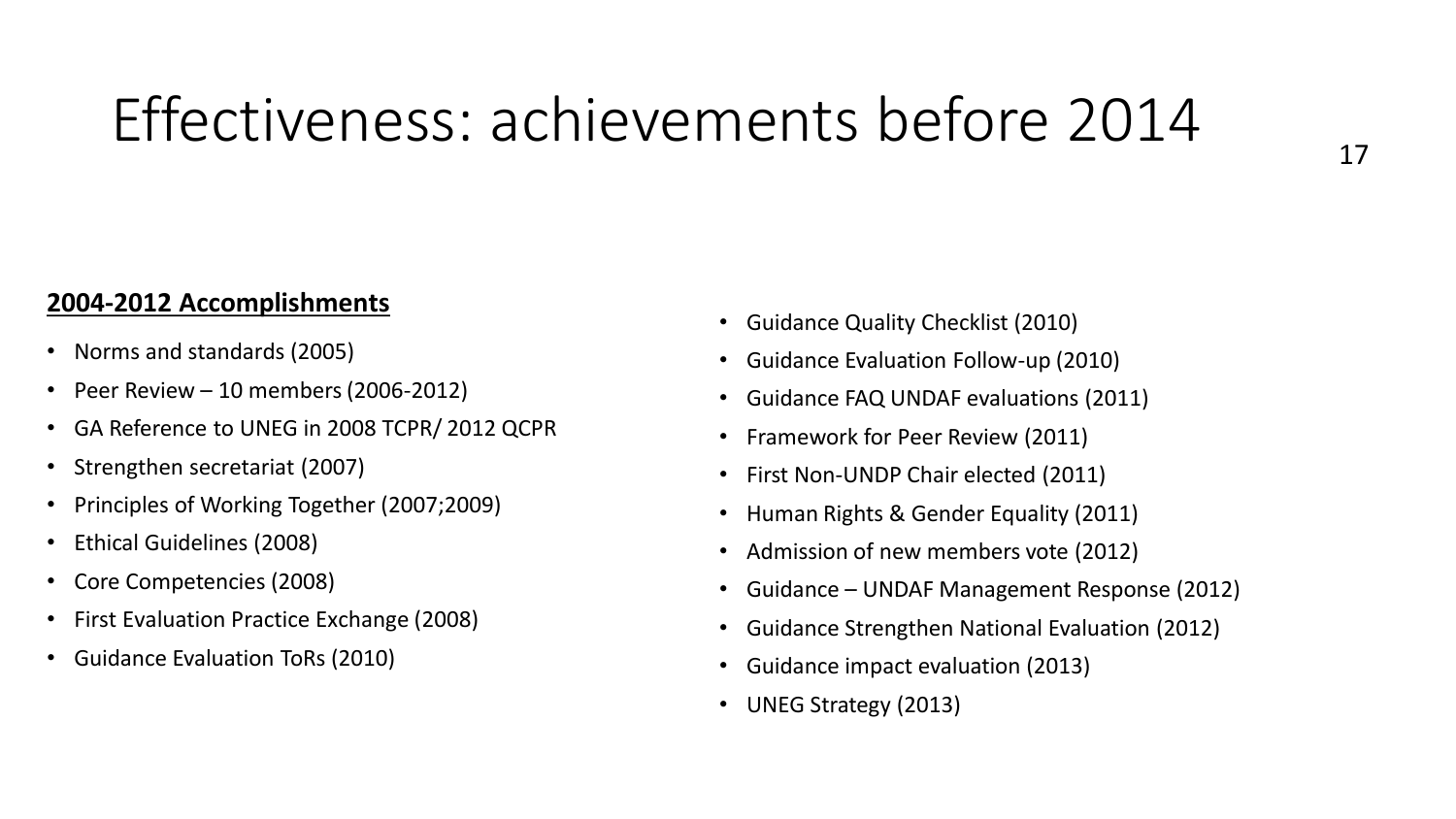# Effectiveness: achievements before 2014

**2004-2012 Accomplishments**

- Norms and standards (2005)
- Peer Review – 10 members (2006-2012)
- GA Reference to UNEG in 2008 TCPR/ 2012 QCPR
- Strengthen secretariat (2007)
- Principles of Working Together (2007;2009)
- Ethical Guidelines (2008)
- Core Competencies (2008)
- First Evaluation Practice Exchange (2008)
- Guidance Evaluation ToRs (2010)
- Guidance Quality Checklist (2010)
- Guidance Evaluation Follow-up (2010)
- Guidance FAQ UNDAF evaluations (2011)
- Framework for Peer Review (2011)
- First Non-UNDP Chair elected (2011)
- Human Rights & Gender Equality (2011)
- Admission of new members vote (2012)
- Guidance – UNDAF Management Response (2012)
- Guidance Strengthen National Evaluation (2012)
- Guidance impact evaluation (2013)
- UNEG Strategy (2013)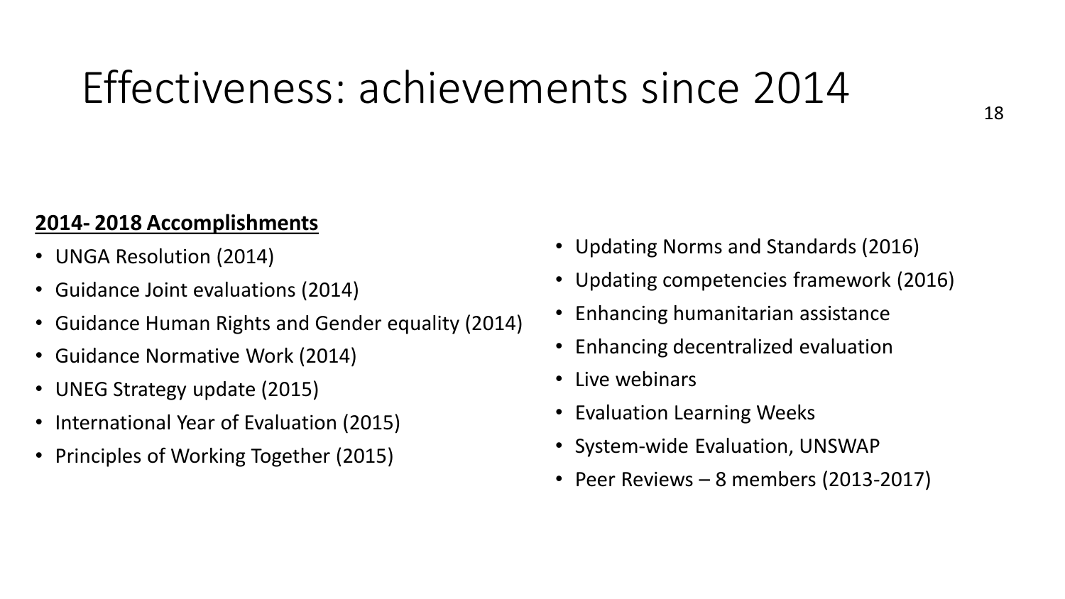# Effectiveness: achievements since 2014

**2014- 2018 Accomplishments**

- UNGA Resolution (2014)
- Guidance Joint evaluations (2014)
- Guidance Human Rights and Gender equality (2014)
- Guidance Normative Work (2014)
- UNEG Strategy update (2015)
- International Year of Evaluation (2015)
- Principles of Working Together (2015)
- Updating Norms and Standards (2016)
- Updating competencies framework (2016)
- Enhancing humanitarian assistance
- Enhancing decentralized evaluation
- Live webinars
- Evaluation Learning Weeks
- System-wide Evaluation, UNSWAP
- Peer Reviews – 8 members (2013-2017)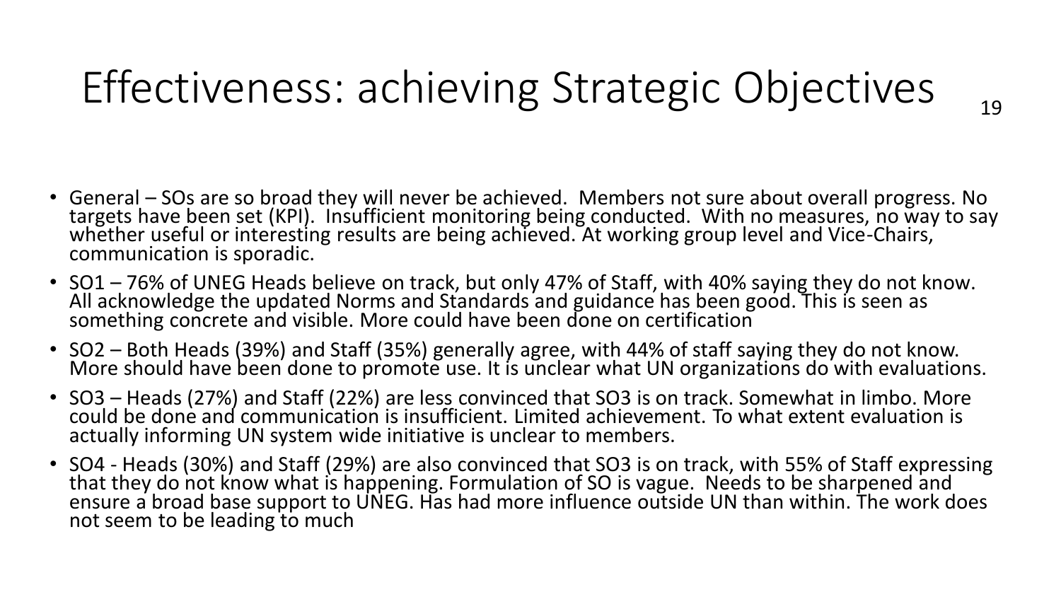# Effectiveness: achieving Strategic Objectives

- General – SOs are so broad they will never be achieved. Members not sure about overall progress. No targets have been set (KPI). Insufficient monitoring being conducted. With no measures, no way to say whether useful or interesting results are being achieved. At working group level and Vice-Chairs, communication is sporadic.
- SO1 – 76% of UNEG Heads believe on track, but only 47% of Staff, with 40% saying they do not know. All acknowledge the updated Norms and Standards and guidance has been good. This is seen as something concrete and visible. More could have been done on certification
- SO2 – Both Heads (39%) and Staff (35%) generally agree, with 44% of staff saying they do not know. More should have been done to promote use. It is unclear what UN organizations do with evaluations.
- SO3 – Heads (27%) and Staff (22%) are less convinced that SO3 is on track. Somewhat in limbo. More could be done and communication is insufficient. Limited achievement. To what extent evaluation is actually informing UN system wide initiative is unclear to members.
- SO4 - Heads (30%) and Staff (29%) are also convinced that SO3 is on track, with 55% of Staff expressing that they do not know what is happening. Formulation of SO is vague. Needs to be sharpened and ensure a broad base support to UNEG. Has had more influence outside UN than within. The work does not seem to be leading to much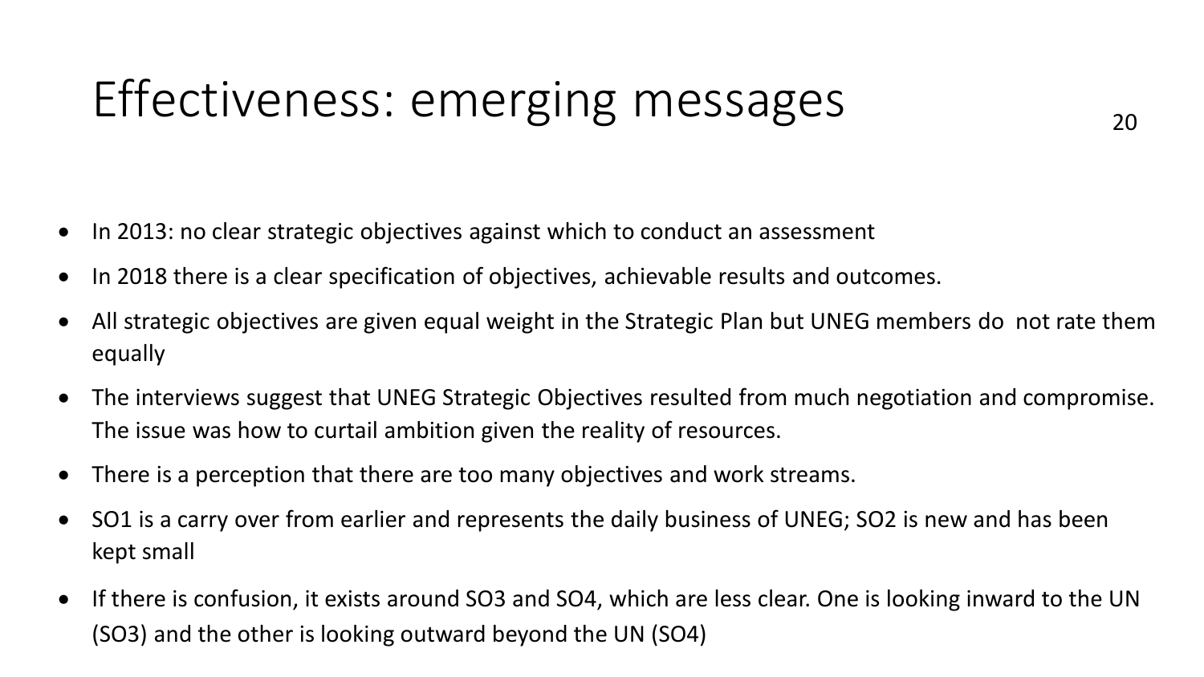# Effectiveness: emerging messages

- In 2013: no clear strategic objectives against which to conduct an assessment
- In 2018 there is a clear specification of objectives, achievable results and outcomes.
- All strategic objectives are given equal weight in the Strategic Plan but UNEG members do not rate them equally
- The interviews suggest that UNEG Strategic Objectives resulted from much negotiation and compromise. The issue was how to curtail ambition given the reality of resources.
- There is a perception that there are too many objectives and work streams.
- SO1 is a carry over from earlier and represents the daily business of UNEG; SO2 is new and has been kept small
- If there is confusion, it exists around SO3 and SO4, which are less clear. One is looking inward to the UN (SO3) and the other is looking outward beyond the UN (SO4)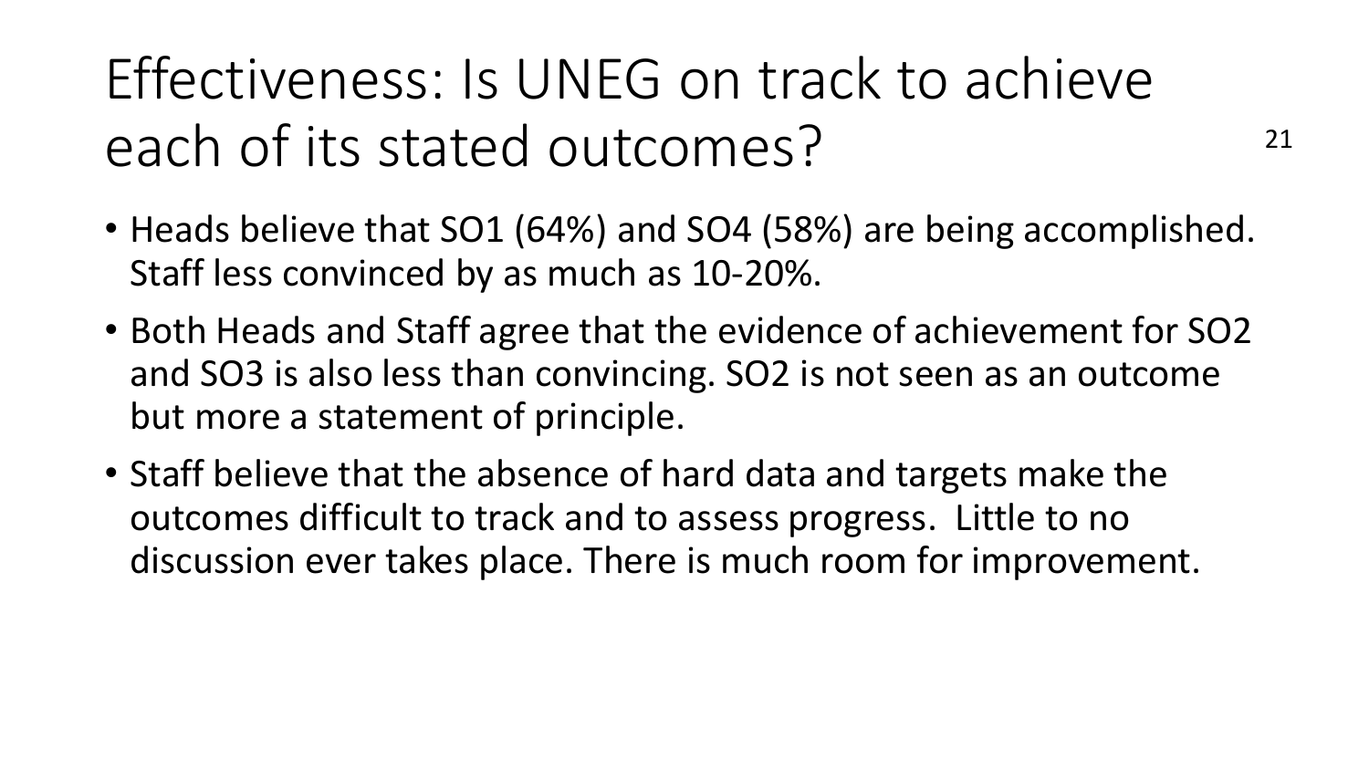# Effectiveness: Is UNEG on track to achieve each of its stated outcomes?

- Heads believe that SO1 (64%) and SO4 (58%) are being accomplished. Staff less convinced by as much as 10-20%.
- Both Heads and Staff agree that the evidence of achievement for SO2 and SO3 is also less than convincing. SO2 is not seen as an outcome but more a statement of principle.
- Staff believe that the absence of hard data and targets make the outcomes difficult to track and to assess progress. Little to no discussion ever takes place. There is much room for improvement.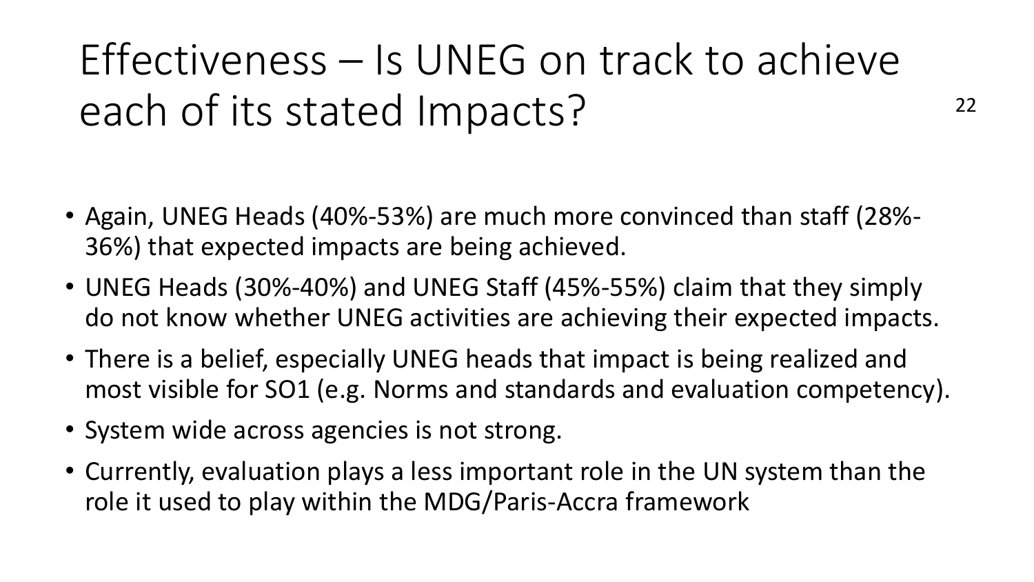# Effectiveness – Is UNEG on track to achieve each of its stated Impacts?

- Again, UNEG Heads (40%-53%) are much more convinced than staff (28%-36%) that expected impacts are being achieved.
- UNEG Heads (30%-40%) and UNEG Staff (45%-55%) claim that they simply do not know whether UNEG activities are achieving their expected impacts.
- There is a belief, especially UNEG heads that impact is being realized and most visible for SO1 (e.g. Norms and standards and evaluation competency).
- System wide across agencies is not strong.
- Currently, evaluation plays a less important role in the UN system than the role it used to play within the MDG/Paris-Accra framework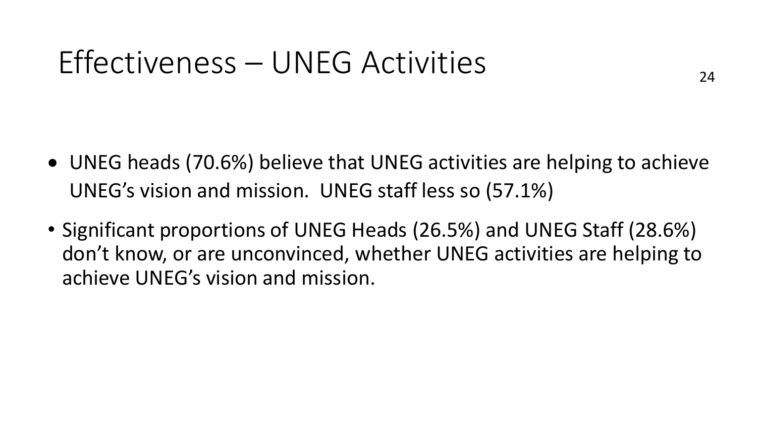# Effectiveness – UNEG Activities

- UNEG heads (70.6%) believe that UNEG activities are helping to achieve UNEG's vision and mission. UNEG staff less so (57.1%)
- Significant proportions of UNEG Heads (26.5%) and UNEG Staff (28.6%) don't know, or are unconvinced, whether UNEG activities are helping to achieve UNEG's vision and mission.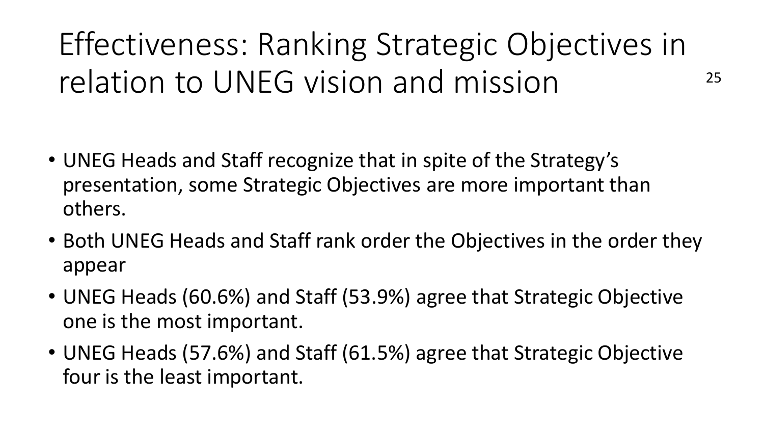# Effectiveness: Ranking Strategic Objectives in relation to UNEG vision and mission

- UNEG Heads and Staff recognize that in spite of the Strategy's presentation, some Strategic Objectives are more important than others.
- Both UNEG Heads and Staff rank order the Objectives in the order they appear
- UNEG Heads (60.6%) and Staff (53.9%) agree that Strategic Objective one is the most important.
- UNEG Heads (57.6%) and Staff (61.5%) agree that Strategic Objective four is the least important.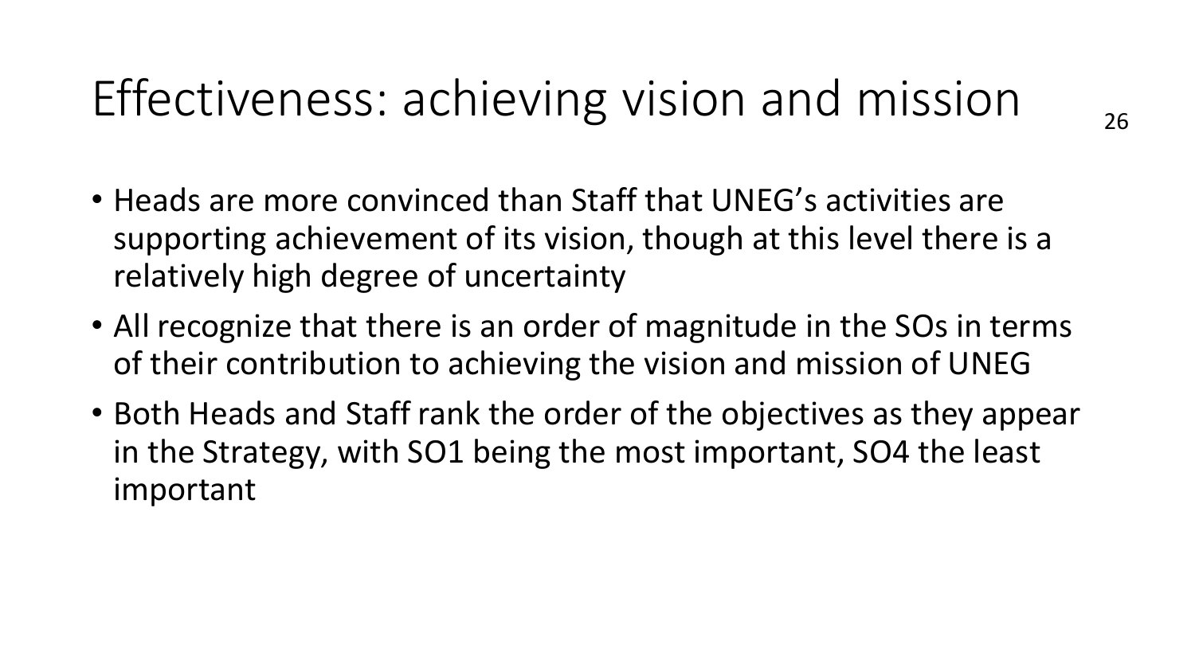# Effectiveness: achieving vision and mission

- Heads are more convinced than Staff that UNEG's activities are supporting achievement of its vision, though at this level there is a relatively high degree of uncertainty
- All recognize that there is an order of magnitude in the SOs in terms of their contribution to achieving the vision and mission of UNEG
- Both Heads and Staff rank the order of the objectives as they appear in the Strategy, with SO1 being the most important, SO4 the least important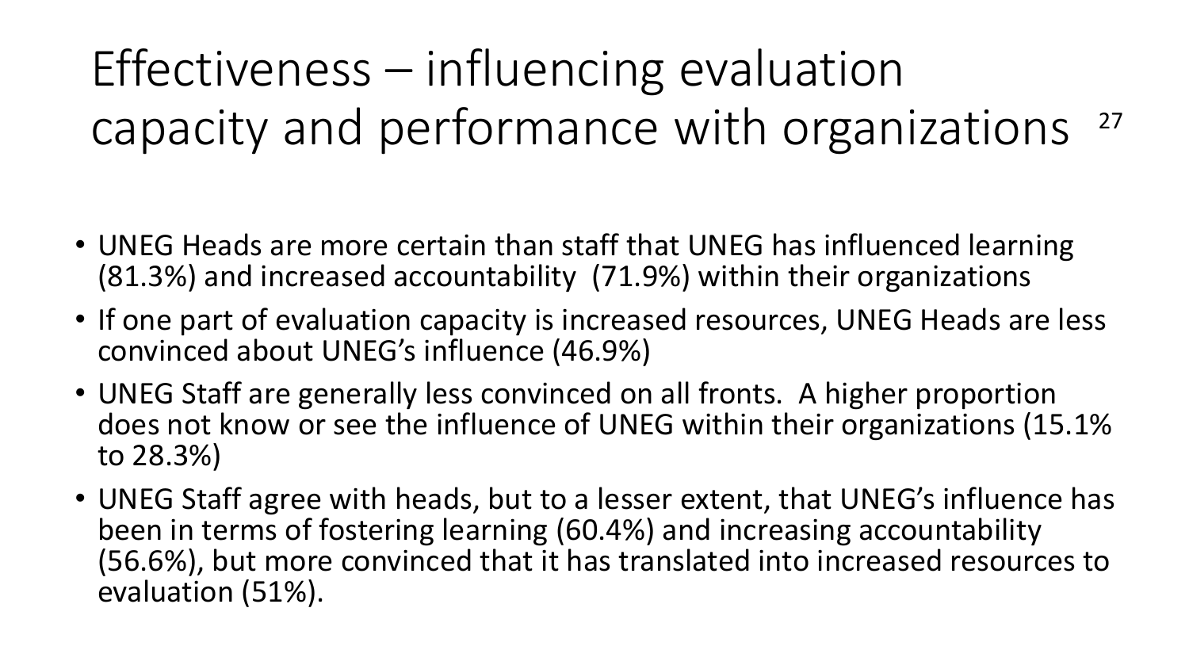# Effectiveness – influencing evaluation capacity and performance with organizations

- UNEG Heads are more certain than staff that UNEG has influenced learning (81.3%) and increased accountability (71.9%) within their organizations
- If one part of evaluation capacity is increased resources, UNEG Heads are less convinced about UNEG's influence (46.9%)
- UNEG Staff are generally less convinced on all fronts. A higher proportion does not know or see the influence of UNEG within their organizations (15.1% to 28.3%)
- UNEG Staff agree with heads, but to a lesser extent, that UNEG's influence has been in terms of fostering learning (60.4%) and increasing accountability (56.6%), but more convinced that it has translated into increased resources to evaluation (51%).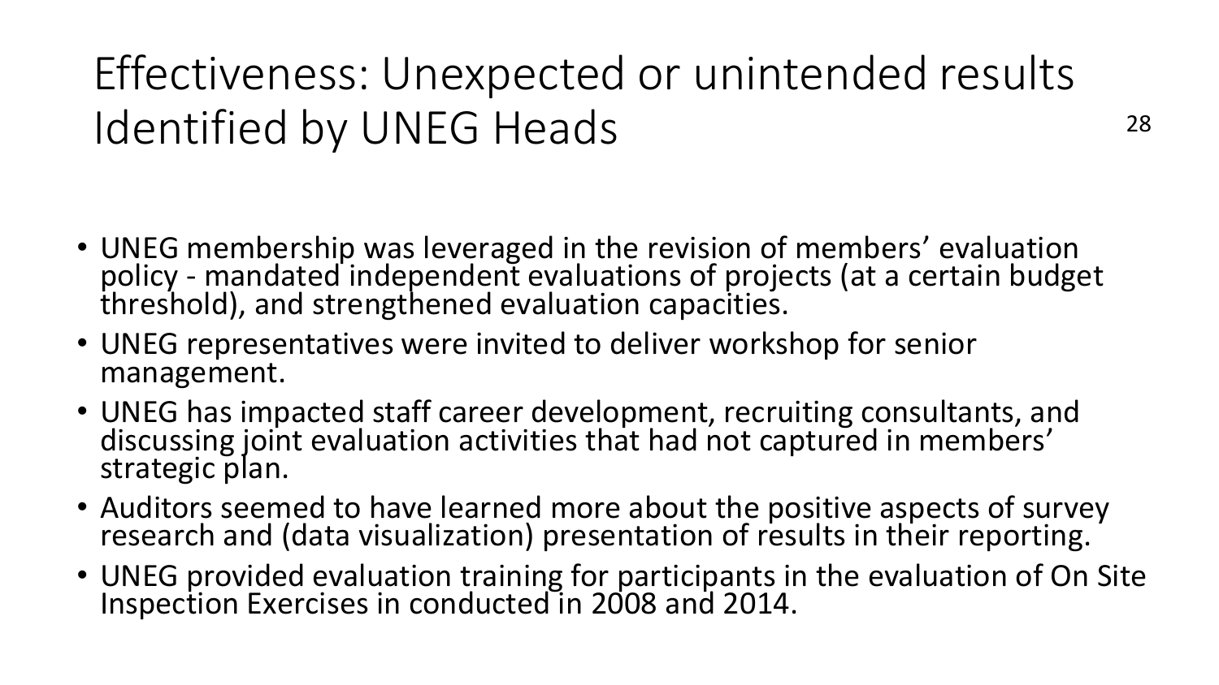# Effectiveness: Unexpected or unintended results Identified by UNEG Heads

- UNEG membership was leveraged in the revision of members' evaluation policy - mandated independent evaluations of projects (at a certain budget threshold), and strengthened evaluation capacities.
- UNEG representatives were invited to deliver workshop for senior management.
- UNEG has impacted staff career development, recruiting consultants, and discussing joint evaluation activities that had not captured in members' strategic plan.
- Auditors seemed to have learned more about the positive aspects of survey research and (data visualization) presentation of results in their reporting.
- UNEG provided evaluation training for participants in the evaluation of On Site Inspection Exercises in conducted in 2008 and 2014.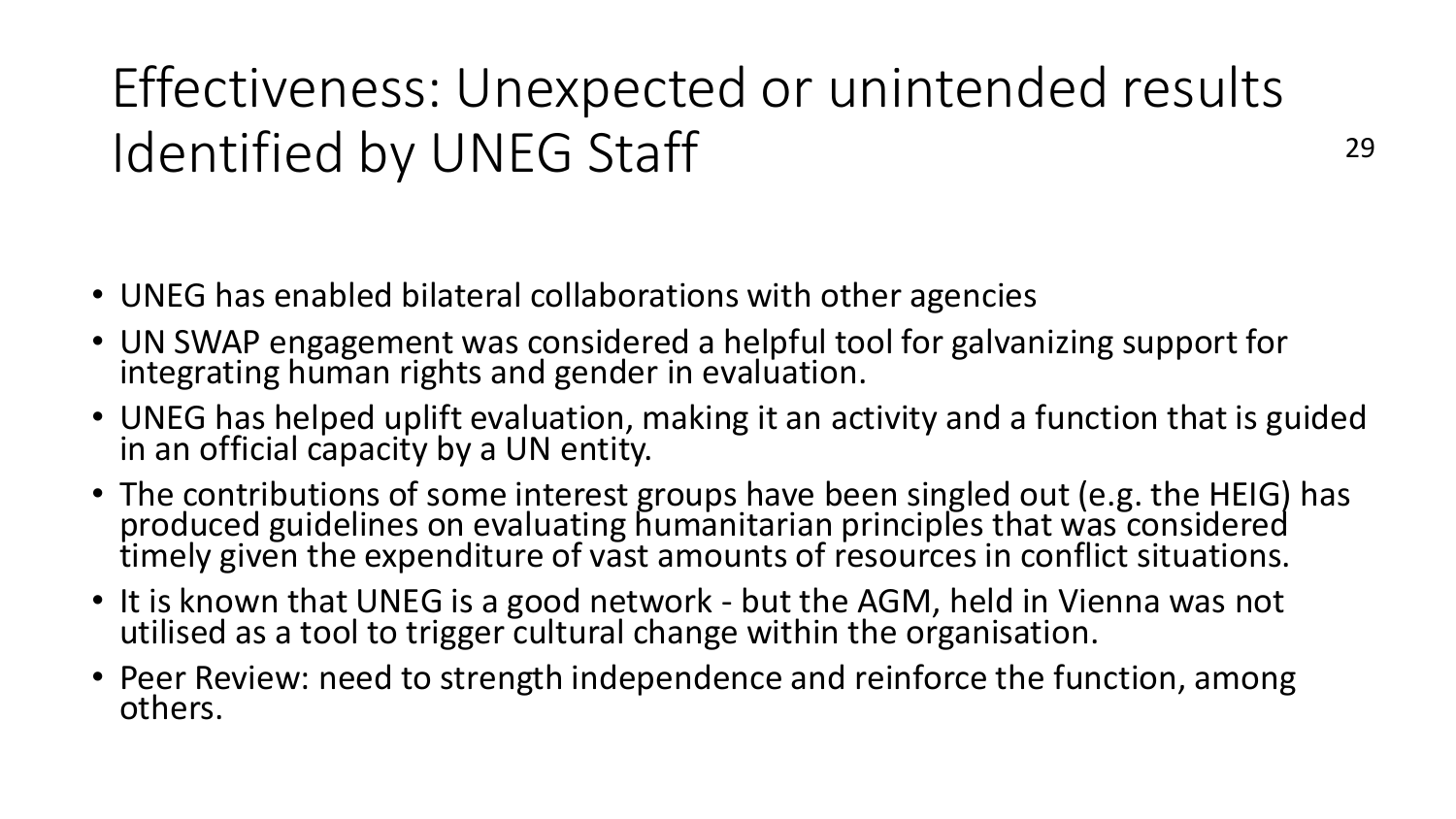# Effectiveness: Unexpected or unintended results Identified by UNEG Staff

- UNEG has enabled bilateral collaborations with other agencies
- UN SWAP engagement was considered a helpful tool for galvanizing support for integrating human rights and gender in evaluation.
- UNEG has helped uplift evaluation, making it an activity and a function that is guided in an official capacity by a UN entity.
- The contributions of some interest groups have been singled out (e.g. the HEIG) has produced guidelines on evaluating humanitarian principles that was considered timely given the expenditure of vast amounts of resources in conflict situations.
- It is known that UNEG is a good network - but the AGM, held in Vienna was not utilised as a tool to trigger cultural change within the organisation.
- Peer Review: need to strength independence and reinforce the function, among others.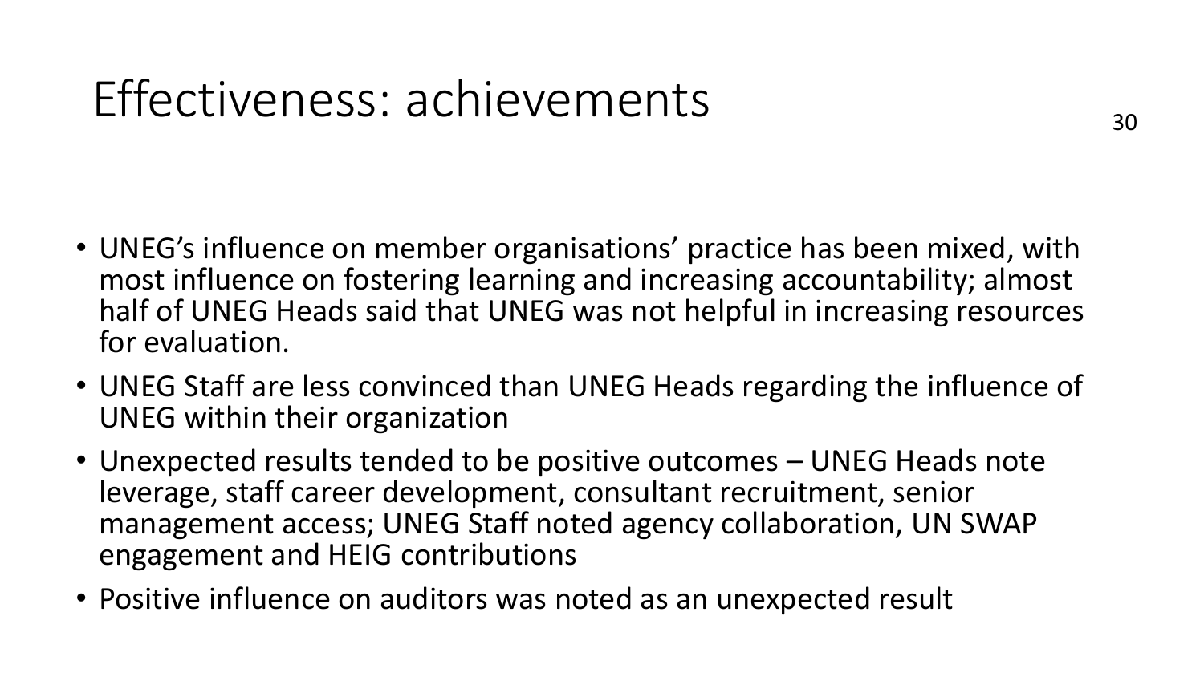# Effectiveness: achievements

- UNEG's influence on member organisations' practice has been mixed, with most influence on fostering learning and increasing accountability; almost half of UNEG Heads said that UNEG was not helpful in increasing resources for evaluation.
- UNEG Staff are less convinced than UNEG Heads regarding the influence of UNEG within their organization
- Unexpected results tended to be positive outcomes – UNEG Heads note leverage, staff career development, consultant recruitment, senior management access; UNEG Staff noted agency collaboration, UN SWAP engagement and HEIG contributions
- Positive influence on auditors was noted as an unexpected result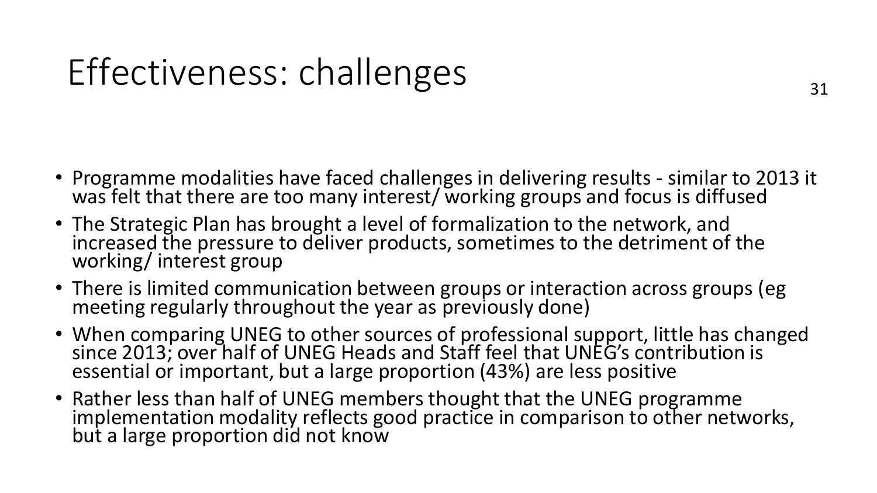# Effectiveness: challenges

- Programme modalities have faced challenges in delivering results - similar to 2013 it was felt that there are too many interest/ working groups and focus is diffused
- The Strategic Plan has brought a level of formalization to the network, and increased the pressure to deliver products, sometimes to the detriment of the working/ interest group
- There is limited communication between groups or interaction across groups (eg meeting regularly throughout the year as previously done)
- When comparing UNEG to other sources of professional support, little has changed since 2013; over half of UNEG Heads and Staff feel that UNEG's contribution is essential or important, but a large proportion (43%) are less positive
- Rather less than half of UNEG members thought that the UNEG programme implementation modality reflects good practice in comparison to other networks, but a large proportion did not know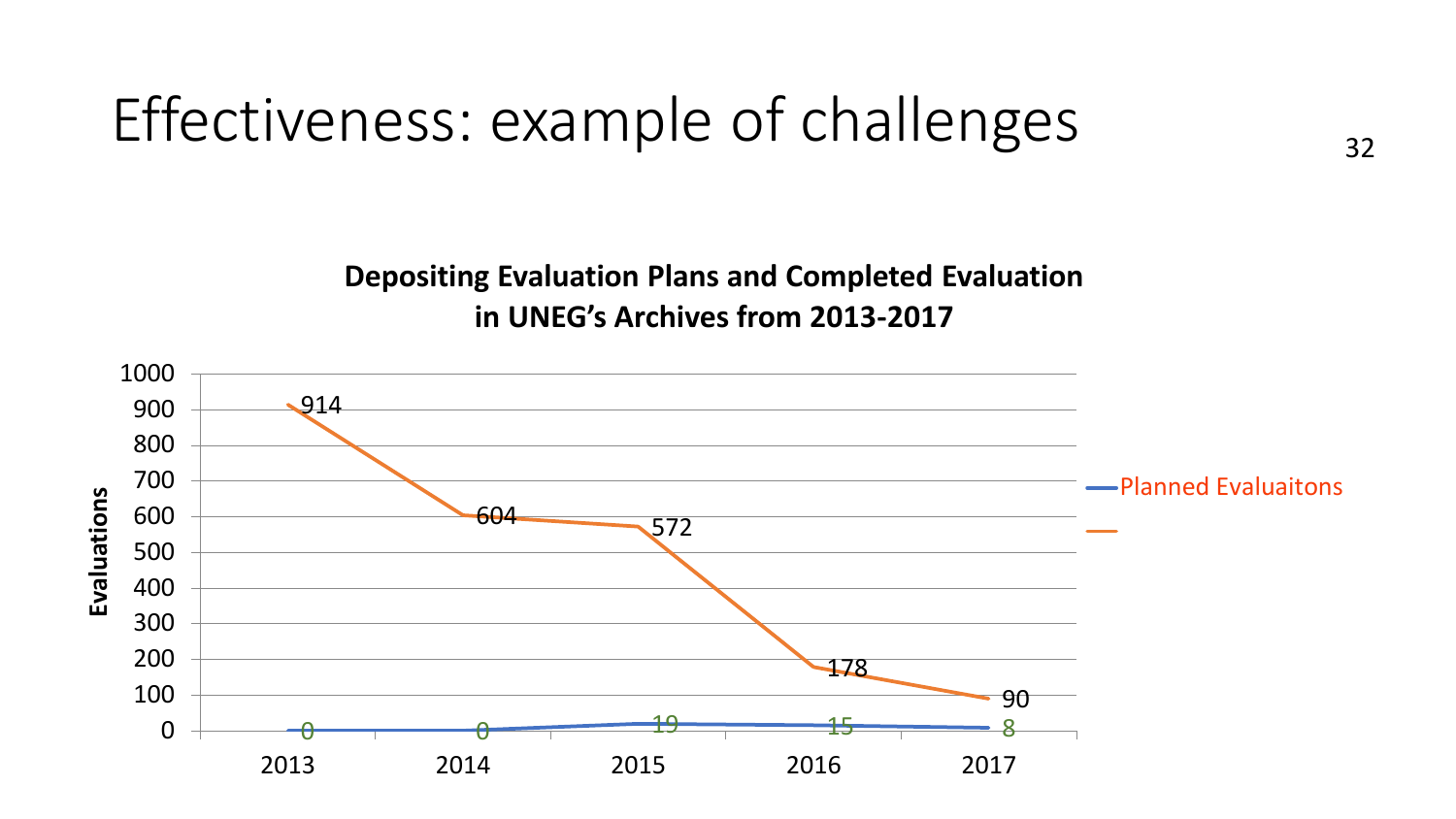# Effectiveness: example of challenges

**Depositing Evaluation Plans and Completed Evaluation in UNEG's Archives from 2013-2017**

| Year | Planned Evaluaitons | (unlabeled series) |
|---|---|---|
| 2013 | 0 | 914 |
| 2014 | 0 | 604 |
| 2015 | 19 | 572 |
| 2016 | 15 | 178 |
| 2017 | 8 | 90 |

Evaluations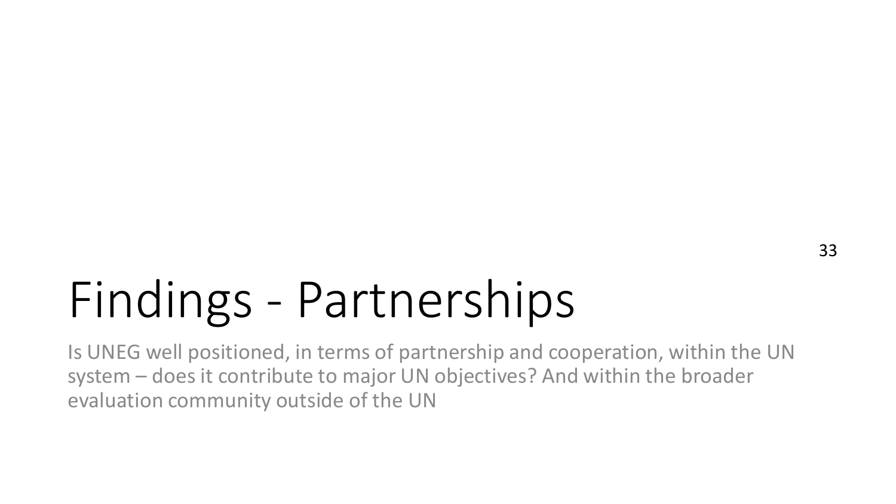# Findings - Partnerships

Is UNEG well positioned, in terms of partnership and cooperation, within the UN system – does it contribute to major UN objectives? And within the broader evaluation community outside of the UN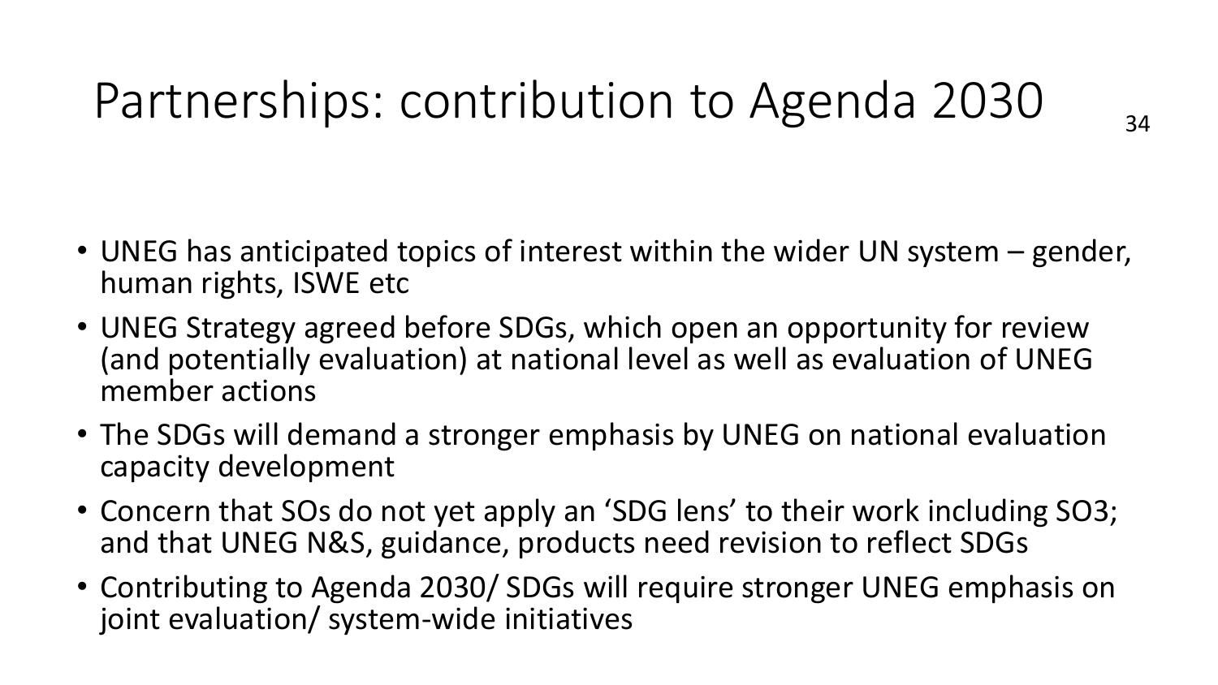# Partnerships: contribution to Agenda 2030

- UNEG has anticipated topics of interest within the wider UN system – gender, human rights, ISWE etc
- UNEG Strategy agreed before SDGs, which open an opportunity for review (and potentially evaluation) at national level as well as evaluation of UNEG member actions
- The SDGs will demand a stronger emphasis by UNEG on national evaluation capacity development
- Concern that SOs do not yet apply an 'SDG lens' to their work including SO3; and that UNEG N&S, guidance, products need revision to reflect SDGs
- Contributing to Agenda 2030/ SDGs will require stronger UNEG emphasis on joint evaluation/ system-wide initiatives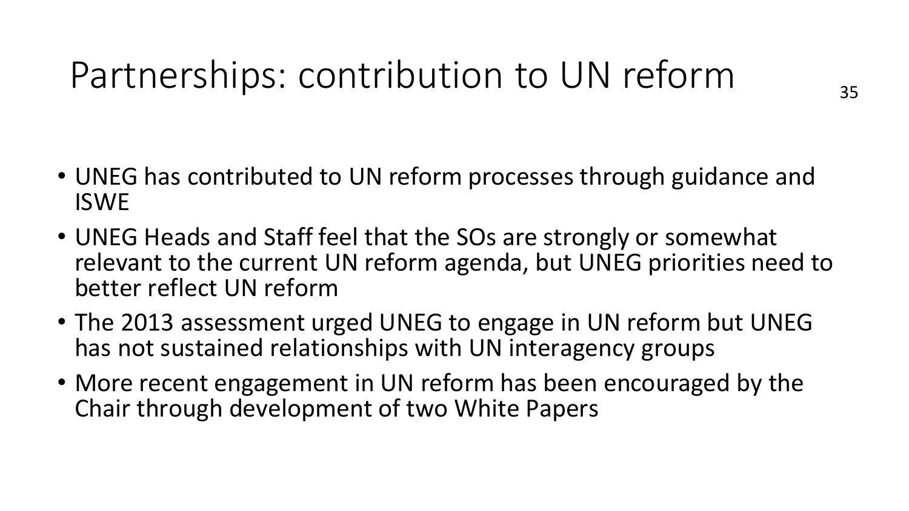# Partnerships: contribution to UN reform

- UNEG has contributed to UN reform processes through guidance and ISWE
- UNEG Heads and Staff feel that the SOs are strongly or somewhat relevant to the current UN reform agenda, but UNEG priorities need to better reflect UN reform
- The 2013 assessment urged UNEG to engage in UN reform but UNEG has not sustained relationships with UN interagency groups
- More recent engagement in UN reform has been encouraged by the Chair through development of two White Papers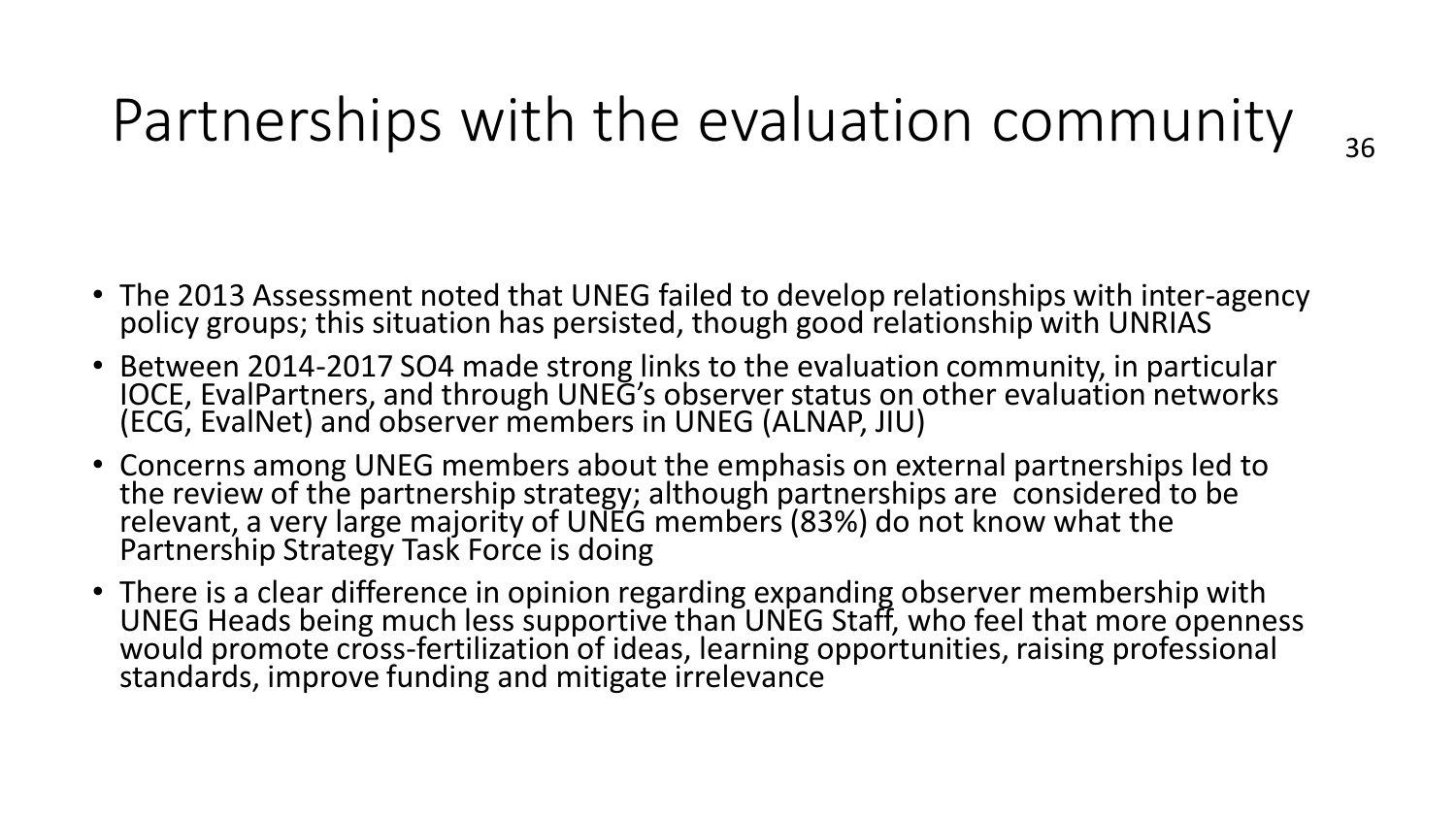# Partnerships with the evaluation community

- The 2013 Assessment noted that UNEG failed to develop relationships with inter-agency policy groups; this situation has persisted, though good relationship with UNRIAS
- Between 2014-2017 SO4 made strong links to the evaluation community, in particular IOCE, EvalPartners, and through UNEG's observer status on other evaluation networks (ECG, EvalNet) and observer members in UNEG (ALNAP, JIU)
- Concerns among UNEG members about the emphasis on external partnerships led to the review of the partnership strategy; although partnerships are considered to be relevant, a very large majority of UNEG members (83%) do not know what the Partnership Strategy Task Force is doing
- There is a clear difference in opinion regarding expanding observer membership with UNEG Heads being much less supportive than UNEG Staff, who feel that more openness would promote cross-fertilization of ideas, learning opportunities, raising professional standards, improve funding and mitigate irrelevance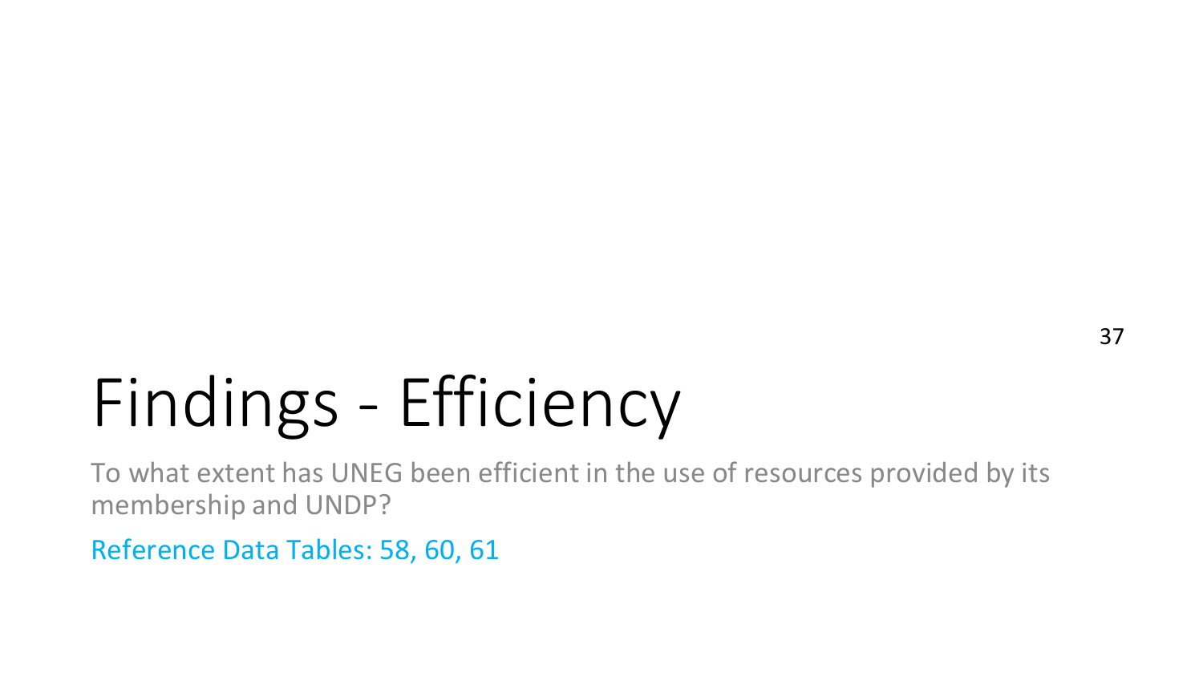# Findings - Efficiency

To what extent has UNEG been efficient in the use of resources provided by its membership and UNDP?

Reference Data Tables: 58, 60, 61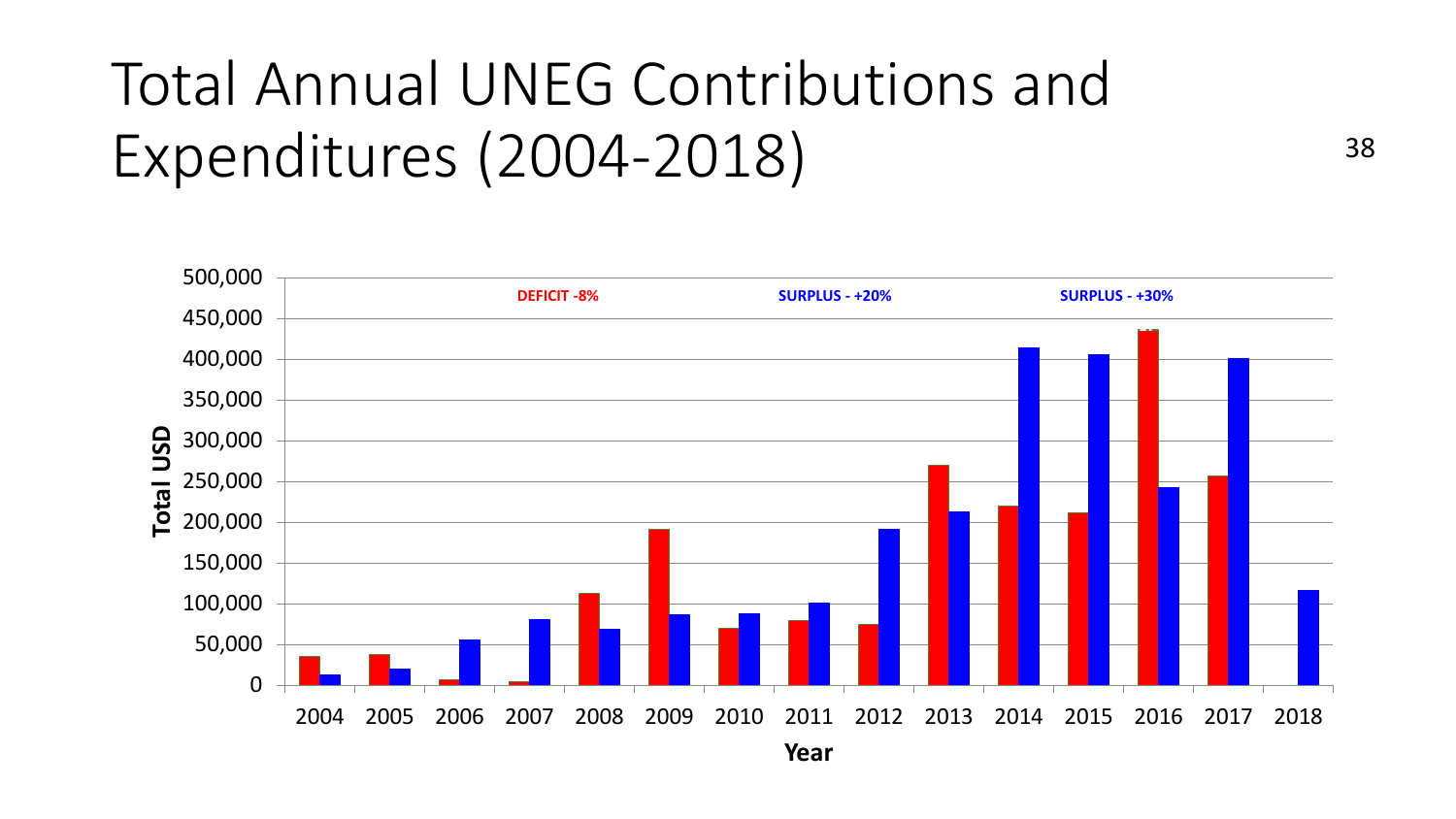# Total Annual UNEG Contributions and Expenditures (2004-2018)

DEFICIT -8%

SURPLUS - +20%

SURPLUS - +30%

Total USD

Year

2004 2005 2006 2007 2008 2009 2010 2011 2012 2013 2014 2015 2016 2017 2018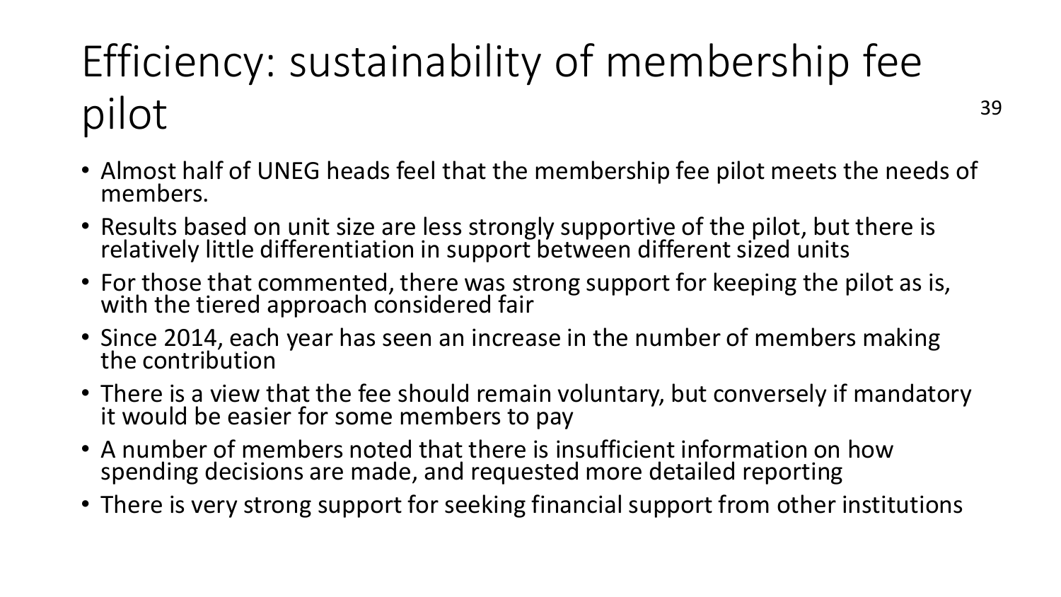# Efficiency: sustainability of membership fee pilot

- Almost half of UNEG heads feel that the membership fee pilot meets the needs of members.
- Results based on unit size are less strongly supportive of the pilot, but there is relatively little differentiation in support between different sized units
- For those that commented, there was strong support for keeping the pilot as is, with the tiered approach considered fair
- Since 2014, each year has seen an increase in the number of members making the contribution
- There is a view that the fee should remain voluntary, but conversely if mandatory it would be easier for some members to pay
- A number of members noted that there is insufficient information on how spending decisions are made, and requested more detailed reporting
- There is very strong support for seeking financial support from other institutions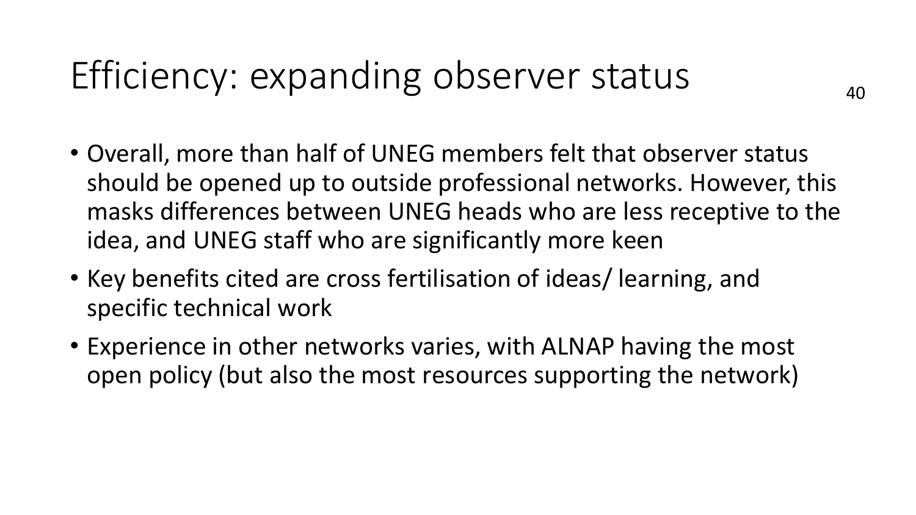# Efficiency: expanding observer status

- Overall, more than half of UNEG members felt that observer status should be opened up to outside professional networks. However, this masks differences between UNEG heads who are less receptive to the idea, and UNEG staff who are significantly more keen
- Key benefits cited are cross fertilisation of ideas/ learning, and specific technical work
- Experience in other networks varies, with ALNAP having the most open policy (but also the most resources supporting the network)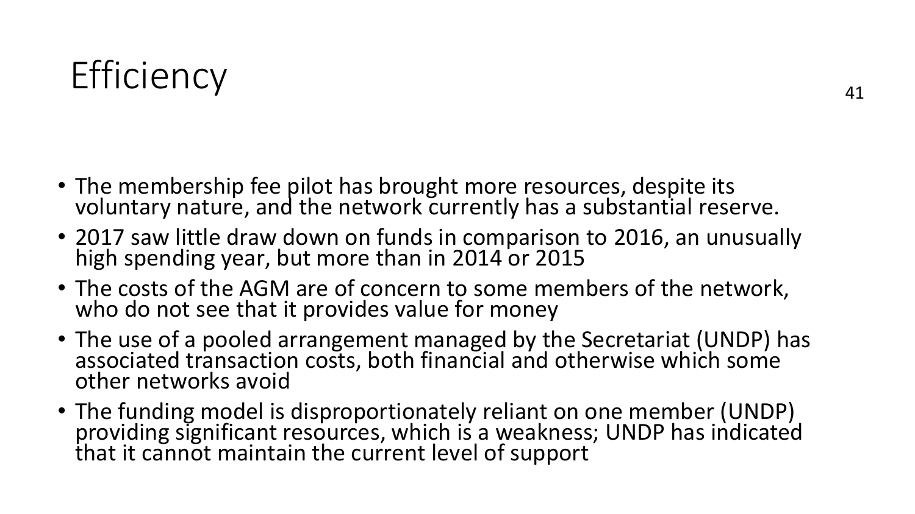# Efficiency

- The membership fee pilot has brought more resources, despite its voluntary nature, and the network currently has a substantial reserve.
- 2017 saw little draw down on funds in comparison to 2016, an unusually high spending year, but more than in 2014 or 2015
- The costs of the AGM are of concern to some members of the network, who do not see that it provides value for money
- The use of a pooled arrangement managed by the Secretariat (UNDP) has associated transaction costs, both financial and otherwise which some other networks avoid
- The funding model is disproportionately reliant on one member (UNDP) providing significant resources, which is a weakness; UNDP has indicated that it cannot maintain the current level of support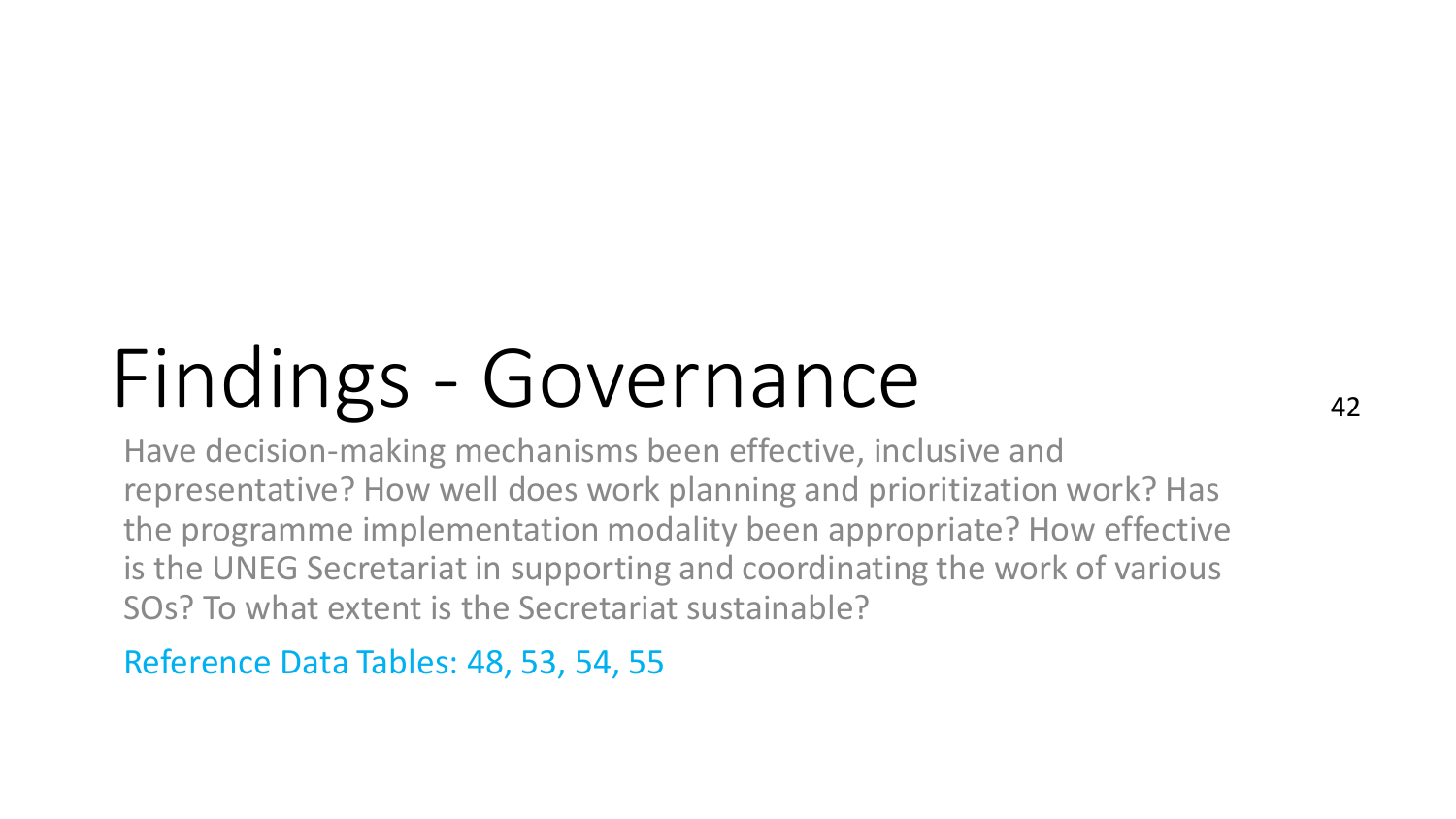# Findings - Governance

Have decision-making mechanisms been effective, inclusive and representative? How well does work planning and prioritization work? Has the programme implementation modality been appropriate? How effective is the UNEG Secretariat in supporting and coordinating the work of various SOs? To what extent is the Secretariat sustainable?

Reference Data Tables: 48, 53, 54, 55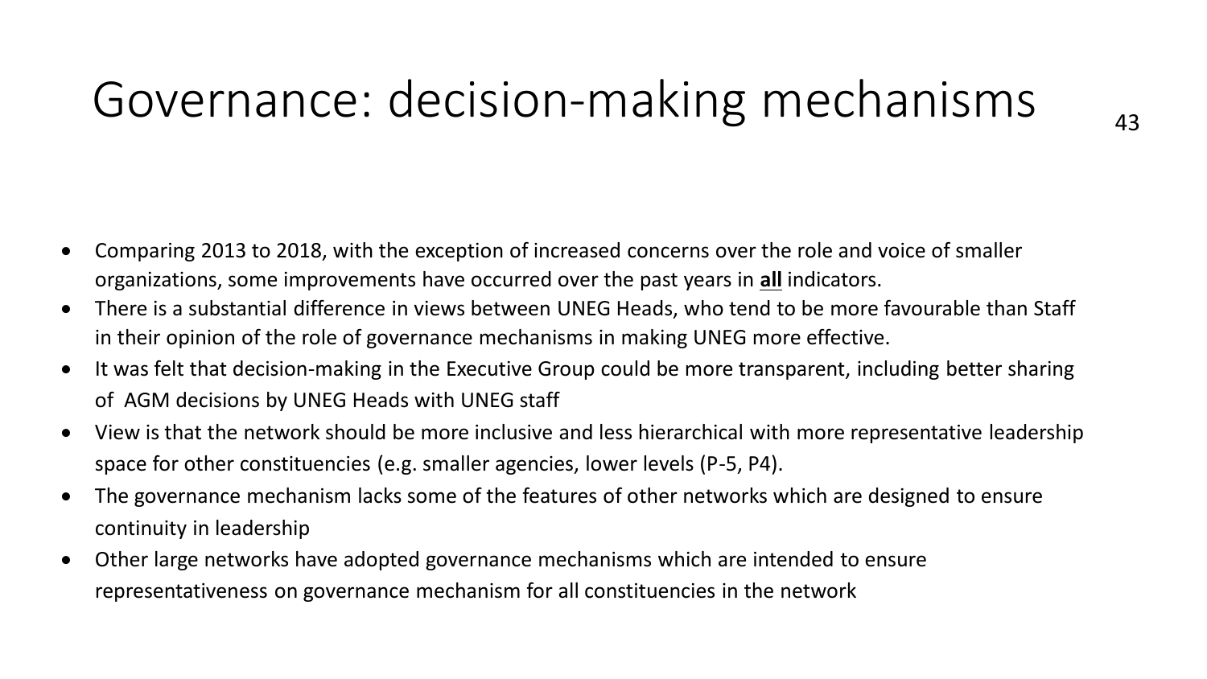# Governance: decision-making mechanisms

- Comparing 2013 to 2018, with the exception of increased concerns over the role and voice of smaller organizations, some improvements have occurred over the past years in **all** indicators.
- There is a substantial difference in views between UNEG Heads, who tend to be more favourable than Staff in their opinion of the role of governance mechanisms in making UNEG more effective.
- It was felt that decision-making in the Executive Group could be more transparent, including better sharing of AGM decisions by UNEG Heads with UNEG staff
- View is that the network should be more inclusive and less hierarchical with more representative leadership space for other constituencies (e.g. smaller agencies, lower levels (P-5, P4).
- The governance mechanism lacks some of the features of other networks which are designed to ensure continuity in leadership
- Other large networks have adopted governance mechanisms which are intended to ensure representativeness on governance mechanism for all constituencies in the network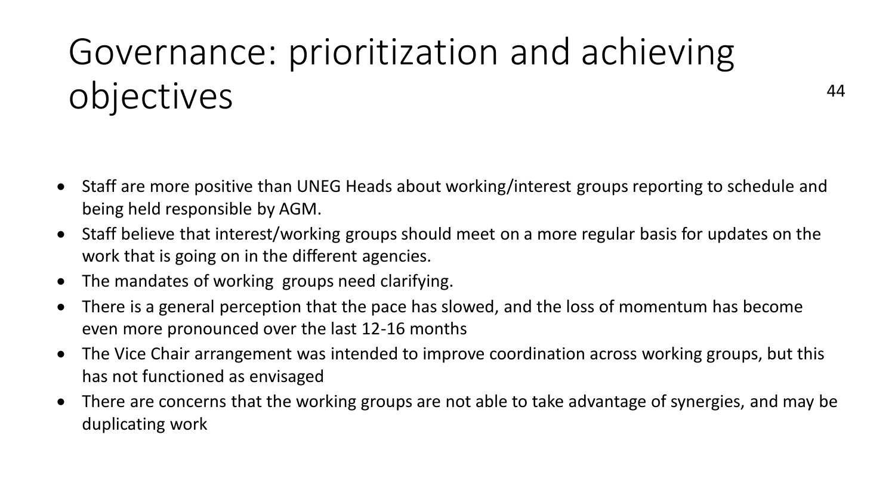# Governance: prioritization and achieving objectives

- Staff are more positive than UNEG Heads about working/interest groups reporting to schedule and being held responsible by AGM.
- Staff believe that interest/working groups should meet on a more regular basis for updates on the work that is going on in the different agencies.
- The mandates of working groups need clarifying.
- There is a general perception that the pace has slowed, and the loss of momentum has become even more pronounced over the last 12-16 months
- The Vice Chair arrangement was intended to improve coordination across working groups, but this has not functioned as envisaged
- There are concerns that the working groups are not able to take advantage of synergies, and may be duplicating work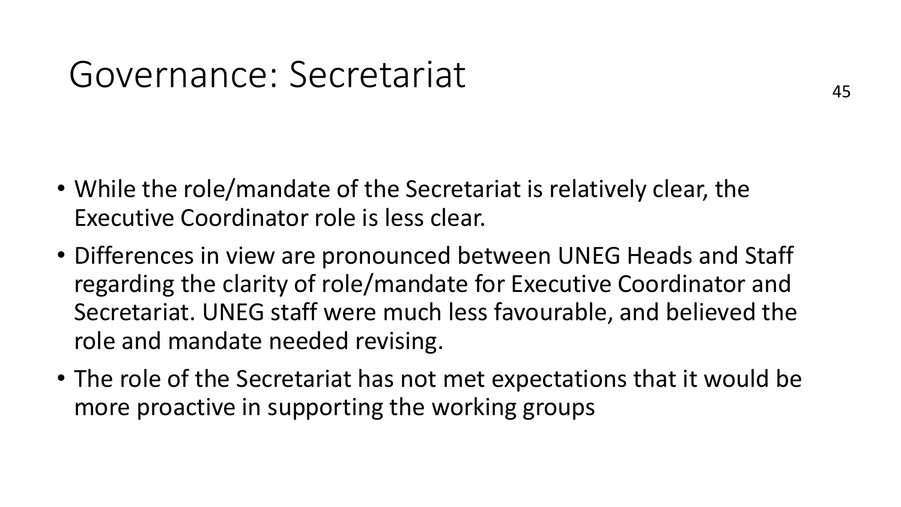# Governance: Secretariat

- While the role/mandate of the Secretariat is relatively clear, the Executive Coordinator role is less clear.
- Differences in view are pronounced between UNEG Heads and Staff regarding the clarity of role/mandate for Executive Coordinator and Secretariat. UNEG staff were much less favourable, and believed the role and mandate needed revising.
- The role of the Secretariat has not met expectations that it would be more proactive in supporting the working groups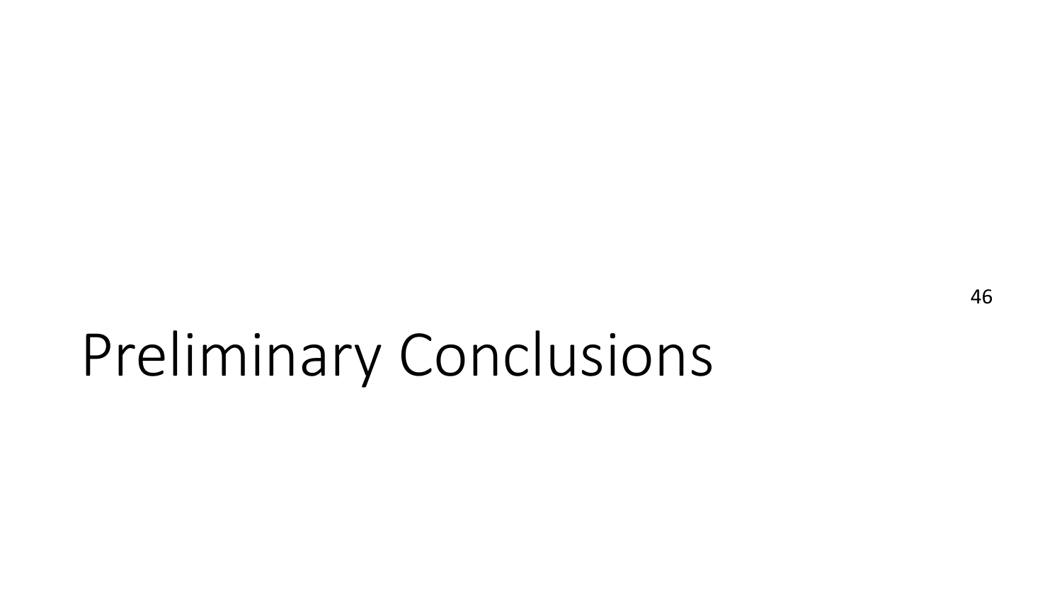# Preliminary Conclusions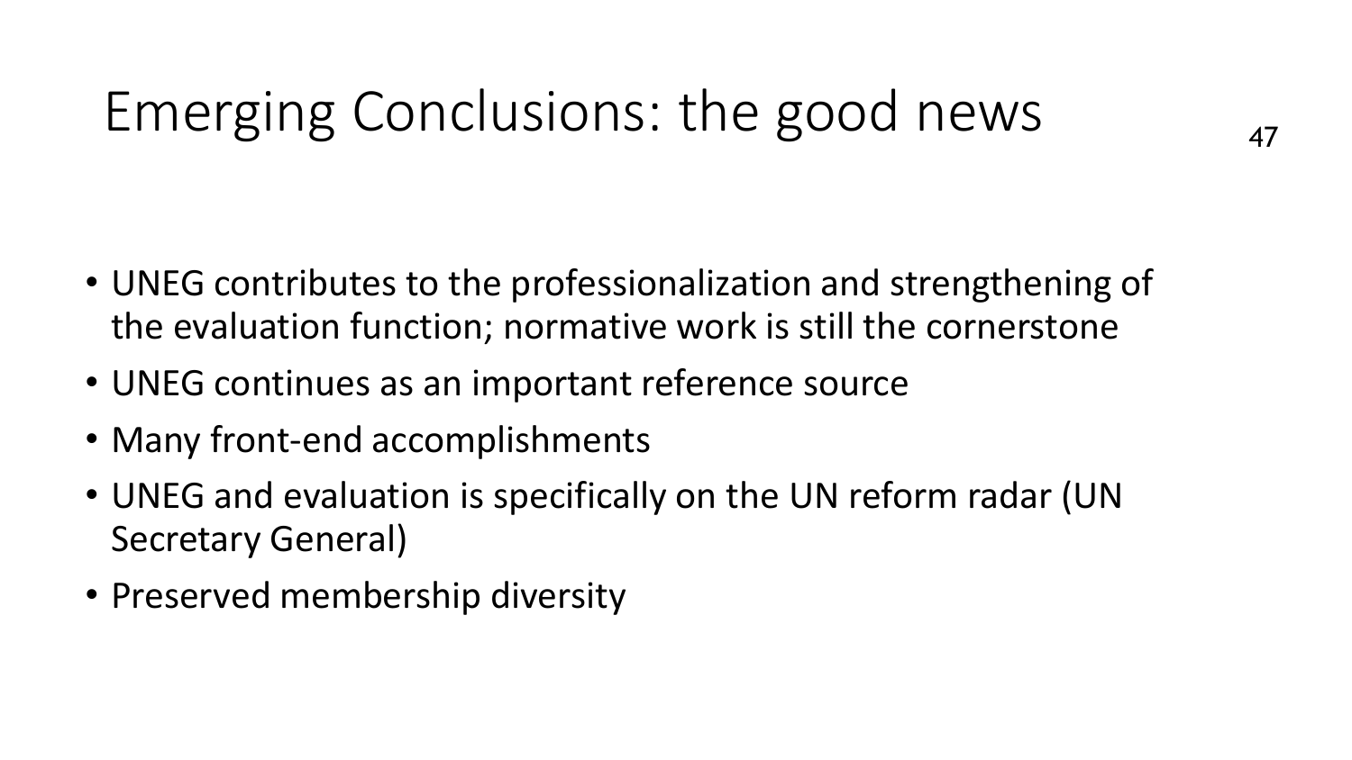# Emerging Conclusions: the good news

- UNEG contributes to the professionalization and strengthening of the evaluation function; normative work is still the cornerstone
- UNEG continues as an important reference source
- Many front-end accomplishments
- UNEG and evaluation is specifically on the UN reform radar (UN Secretary General)
- Preserved membership diversity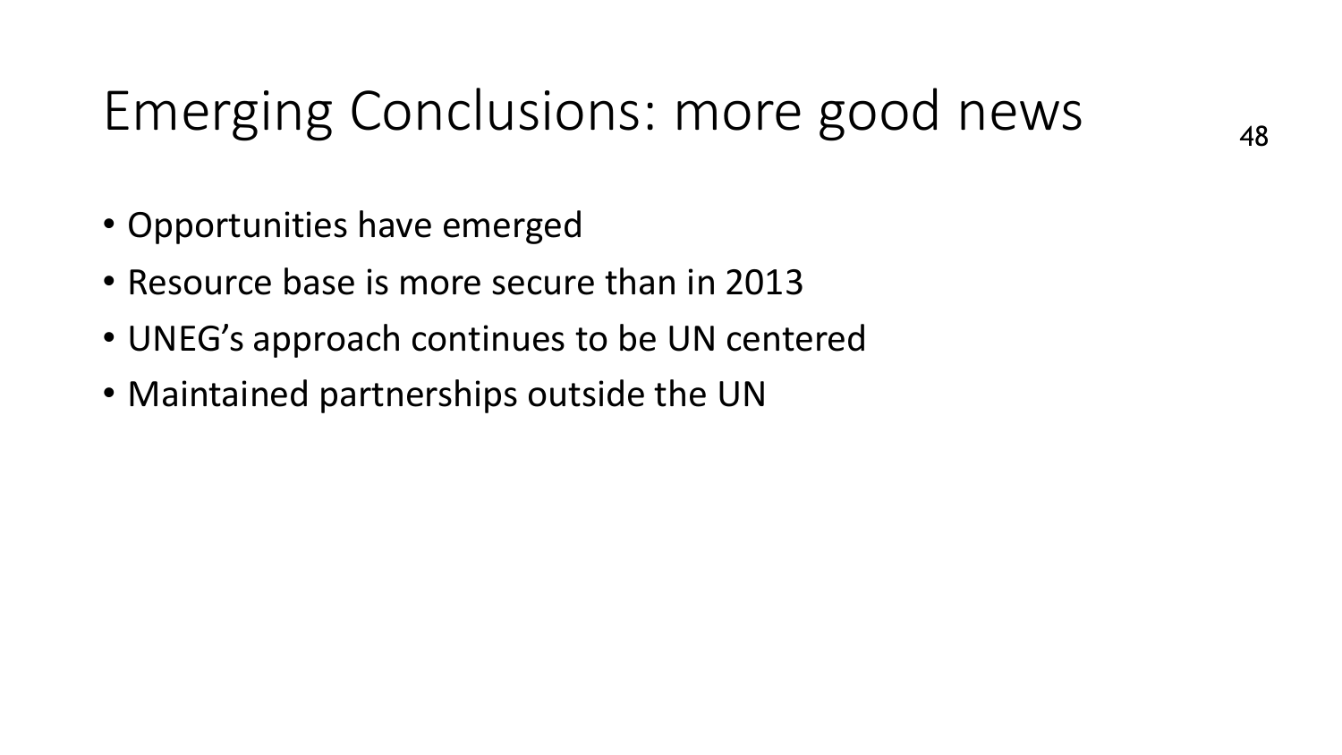# Emerging Conclusions: more good news

- Opportunities have emerged
- Resource base is more secure than in 2013
- UNEG's approach continues to be UN centered
- Maintained partnerships outside the UN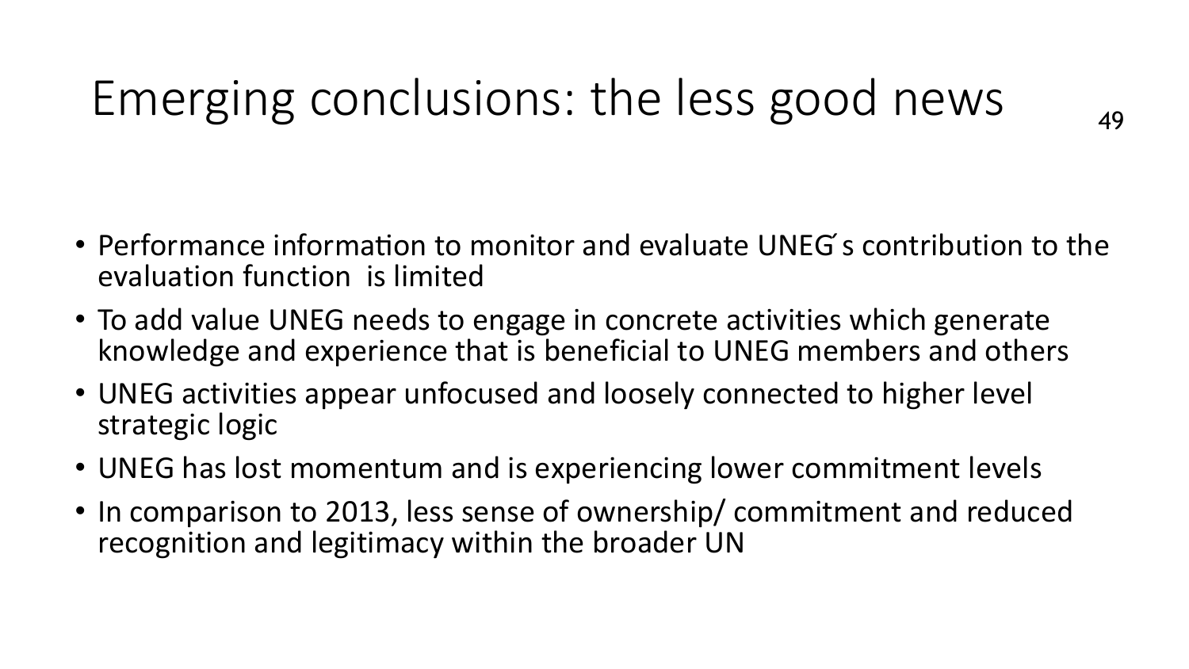# Emerging conclusions: the less good news

- Performance information to monitor and evaluate UNEG´s contribution to the evaluation function is limited
- To add value UNEG needs to engage in concrete activities which generate knowledge and experience that is beneficial to UNEG members and others
- UNEG activities appear unfocused and loosely connected to higher level strategic logic
- UNEG has lost momentum and is experiencing lower commitment levels
- In comparison to 2013, less sense of ownership/ commitment and reduced recognition and legitimacy within the broader UN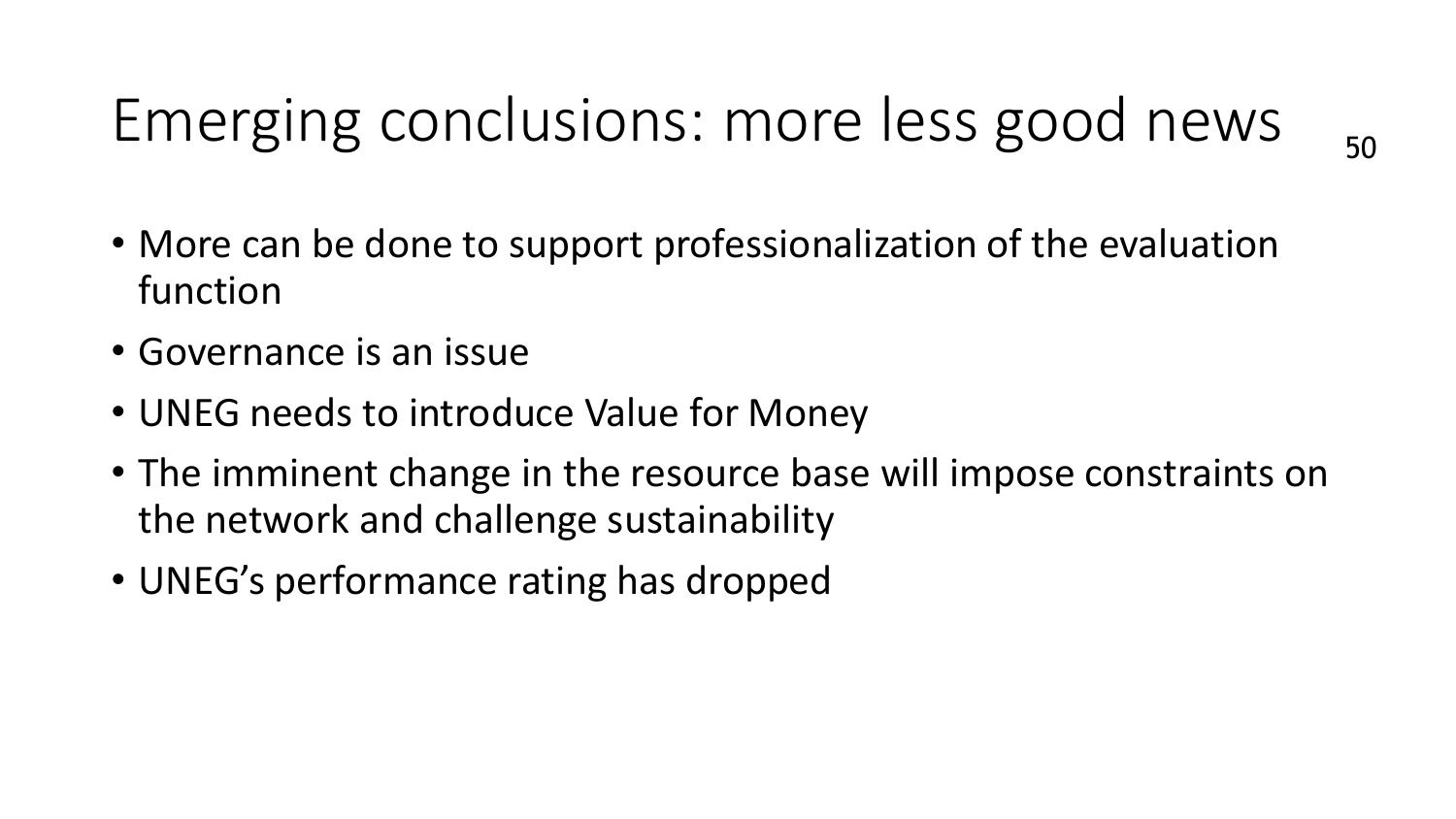# Emerging conclusions: more less good news

- More can be done to support professionalization of the evaluation function
- Governance is an issue
- UNEG needs to introduce Value for Money
- The imminent change in the resource base will impose constraints on the network and challenge sustainability
- UNEG's performance rating has dropped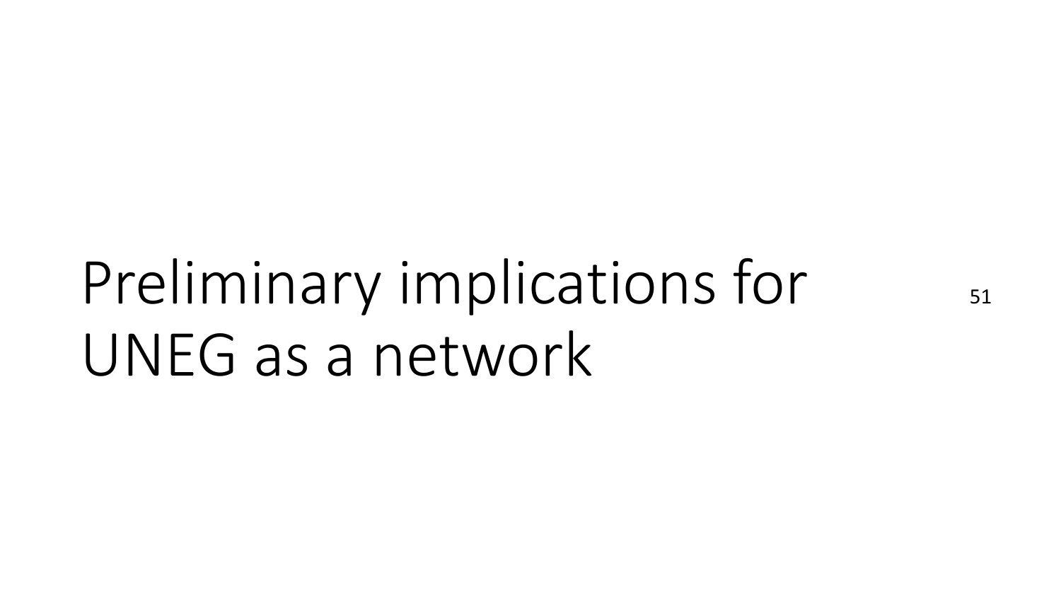# Preliminary implications for UNEG as a network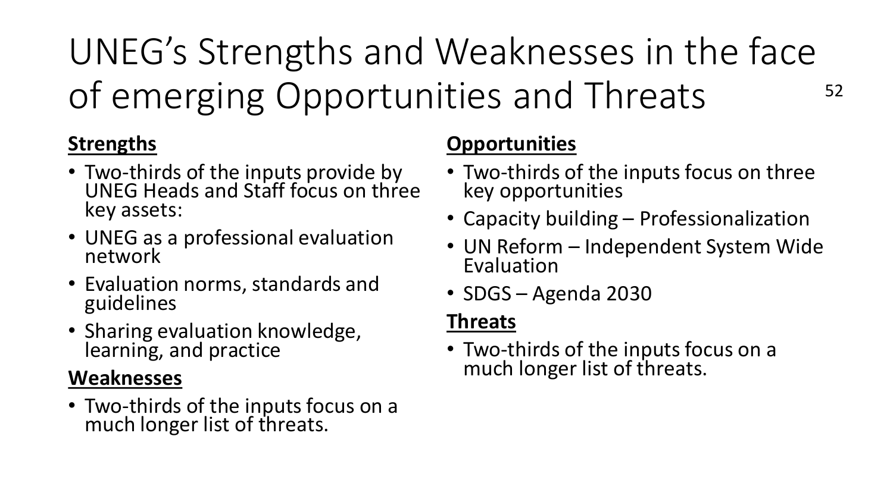# UNEG's Strengths and Weaknesses in the face of emerging Opportunities and Threats

**Strengths**

- Two-thirds of the inputs provide by UNEG Heads and Staff focus on three key assets:
- UNEG as a professional evaluation network
- Evaluation norms, standards and guidelines
- Sharing evaluation knowledge, learning, and practice

**Weaknesses**

- Two-thirds of the inputs focus on a much longer list of threats.

**Opportunities**

- Two-thirds of the inputs focus on three key opportunities
- Capacity building – Professionalization
- UN Reform – Independent System Wide Evaluation
- SDGS – Agenda 2030

**Threats**

- Two-thirds of the inputs focus on a much longer list of threats.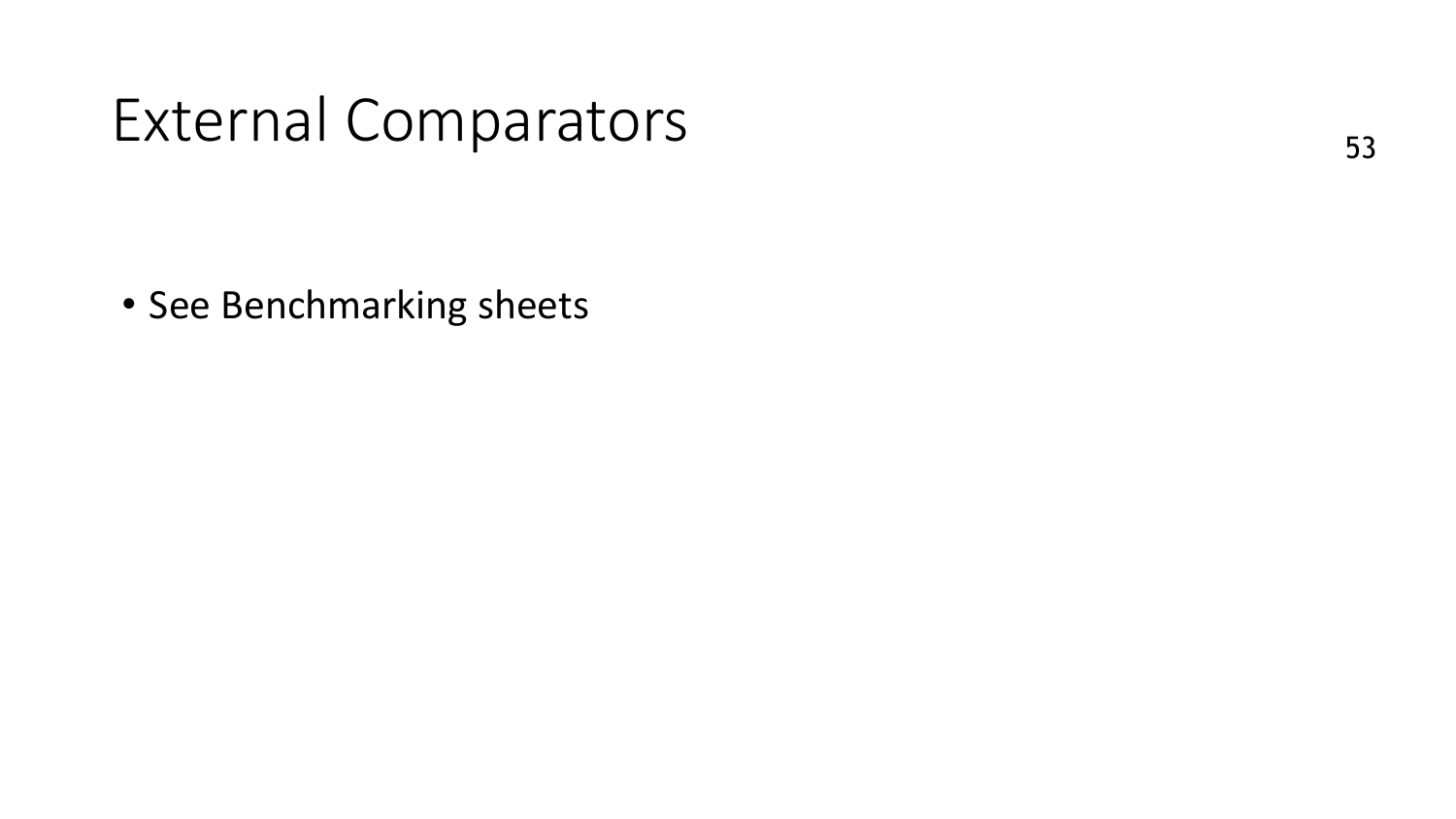# External Comparators

- See Benchmarking sheets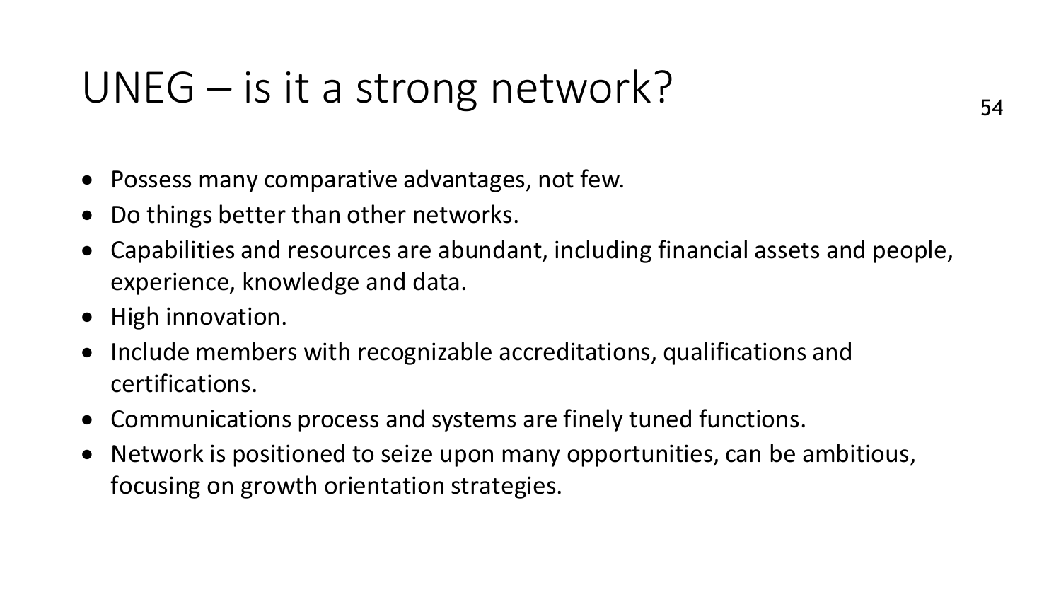# UNEG – is it a strong network?

- Possess many comparative advantages, not few.
- Do things better than other networks.
- Capabilities and resources are abundant, including financial assets and people, experience, knowledge and data.
- High innovation.
- Include members with recognizable accreditations, qualifications and certifications.
- Communications process and systems are finely tuned functions.
- Network is positioned to seize upon many opportunities, can be ambitious, focusing on growth orientation strategies.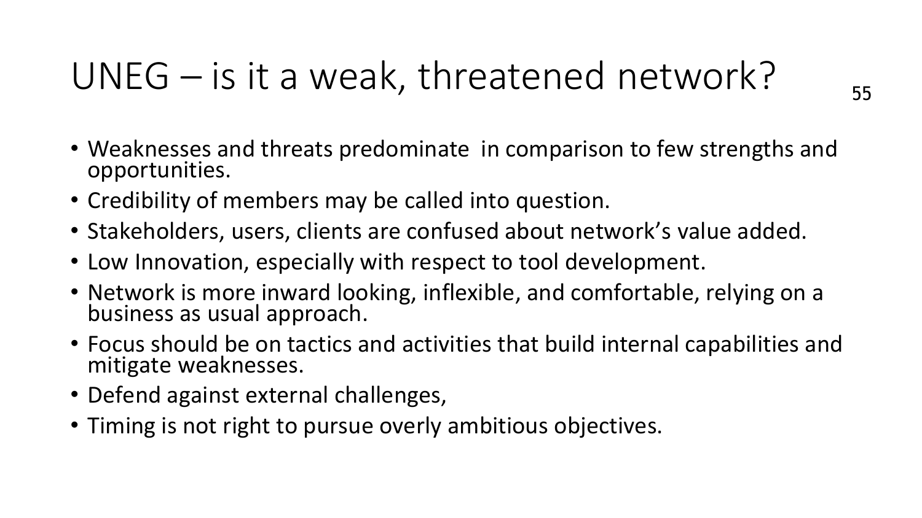# UNEG – is it a weak, threatened network?

- Weaknesses and threats predominate in comparison to few strengths and opportunities.
- Credibility of members may be called into question.
- Stakeholders, users, clients are confused about network's value added.
- Low Innovation, especially with respect to tool development.
- Network is more inward looking, inflexible, and comfortable, relying on a business as usual approach.
- Focus should be on tactics and activities that build internal capabilities and mitigate weaknesses.
- Defend against external challenges,
- Timing is not right to pursue overly ambitious objectives.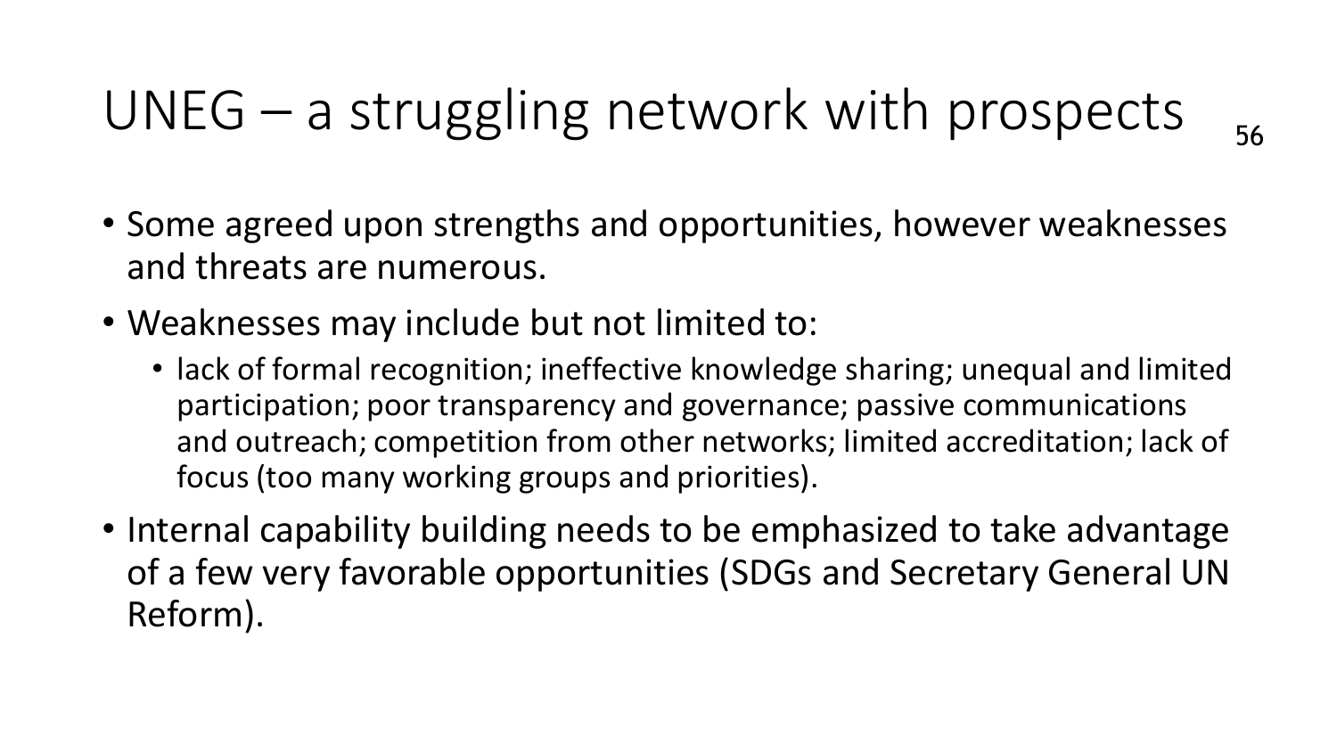# UNEG – a struggling network with prospects

- Some agreed upon strengths and opportunities, however weaknesses and threats are numerous.
- Weaknesses may include but not limited to:
  - lack of formal recognition; ineffective knowledge sharing; unequal and limited participation; poor transparency and governance; passive communications and outreach; competition from other networks; limited accreditation; lack of focus (too many working groups and priorities).
- Internal capability building needs to be emphasized to take advantage of a few very favorable opportunities (SDGs and Secretary General UN Reform).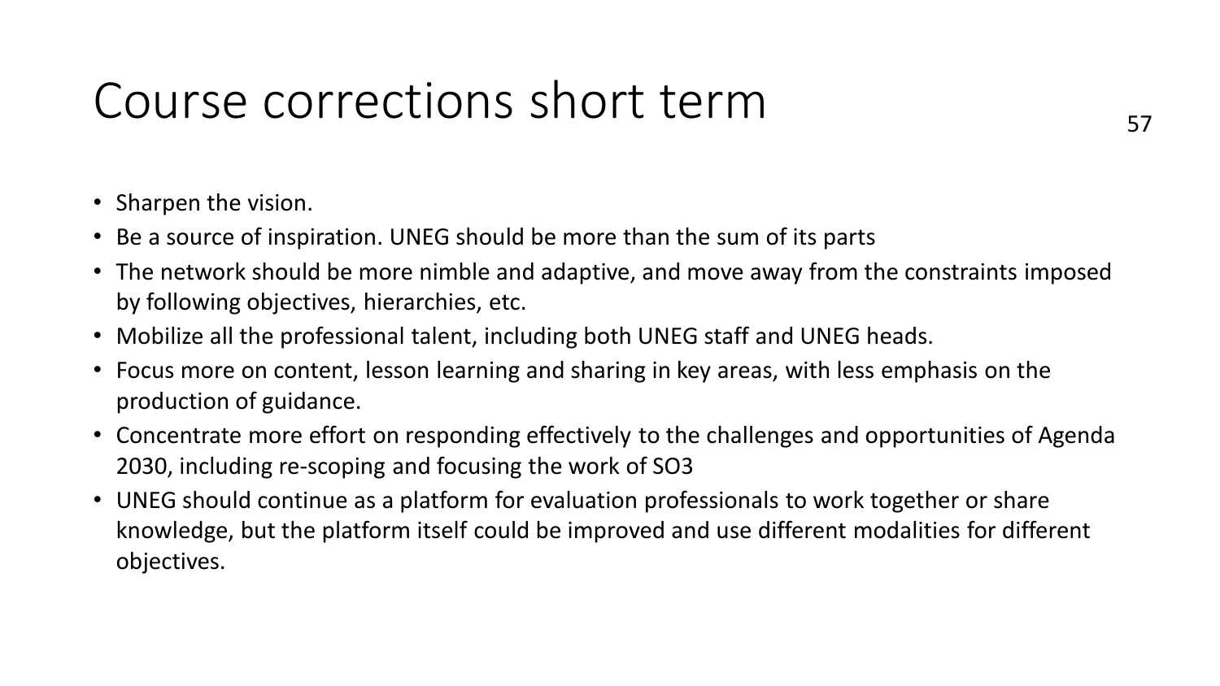# Course corrections short term

- Sharpen the vision.
- Be a source of inspiration. UNEG should be more than the sum of its parts
- The network should be more nimble and adaptive, and move away from the constraints imposed by following objectives, hierarchies, etc.
- Mobilize all the professional talent, including both UNEG staff and UNEG heads.
- Focus more on content, lesson learning and sharing in key areas, with less emphasis on the production of guidance.
- Concentrate more effort on responding effectively to the challenges and opportunities of Agenda 2030, including re-scoping and focusing the work of SO3
- UNEG should continue as a platform for evaluation professionals to work together or share knowledge, but the platform itself could be improved and use different modalities for different objectives.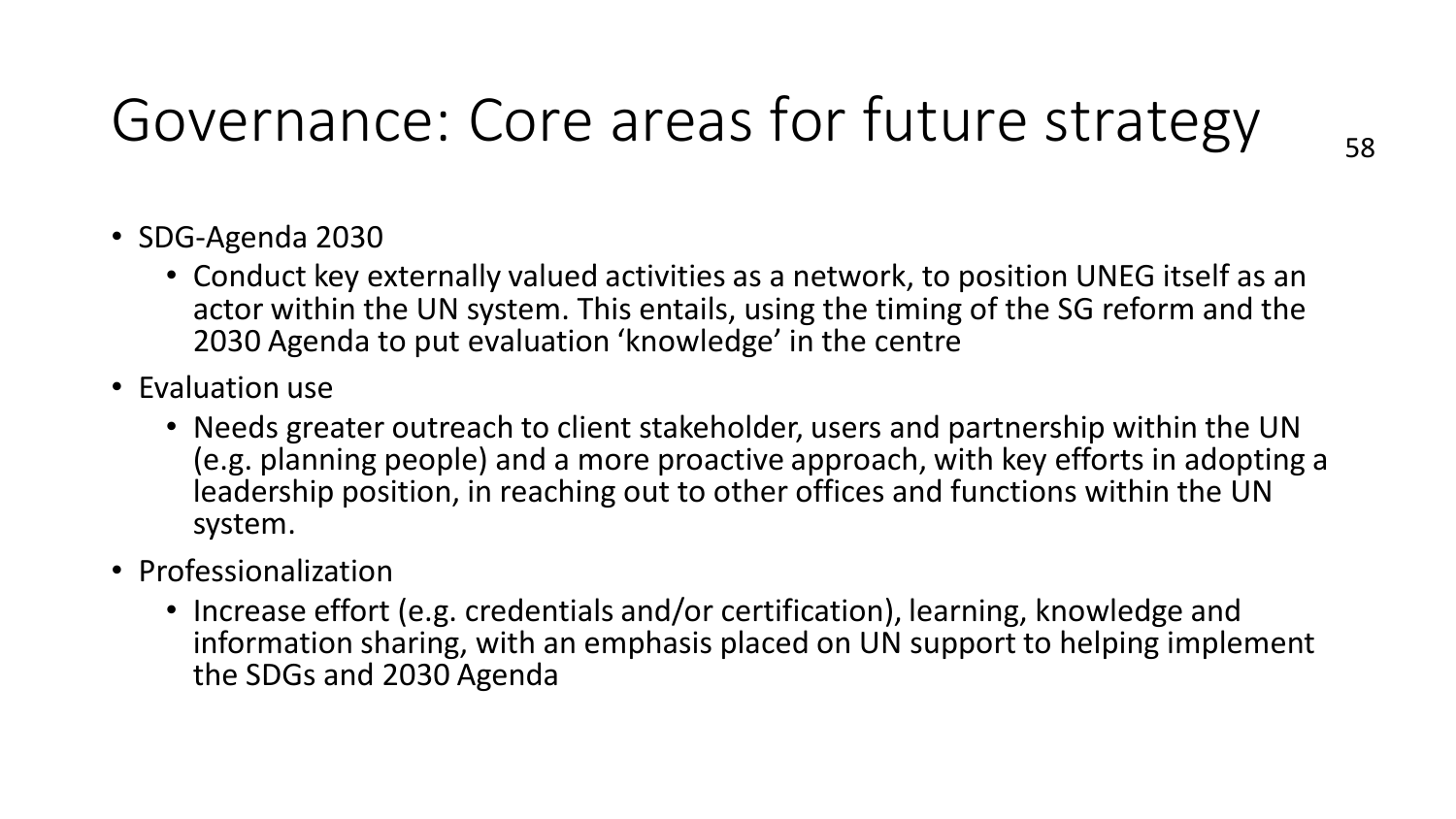# Governance: Core areas for future strategy

- SDG-Agenda 2030
  - Conduct key externally valued activities as a network, to position UNEG itself as an actor within the UN system. This entails, using the timing of the SG reform and the 2030 Agenda to put evaluation 'knowledge' in the centre
- Evaluation use
  - Needs greater outreach to client stakeholder, users and partnership within the UN (e.g. planning people) and a more proactive approach, with key efforts in adopting a leadership position, in reaching out to other offices and functions within the UN system.
- Professionalization
  - Increase effort (e.g. credentials and/or certification), learning, knowledge and information sharing, with an emphasis placed on UN support to helping implement the SDGs and 2030 Agenda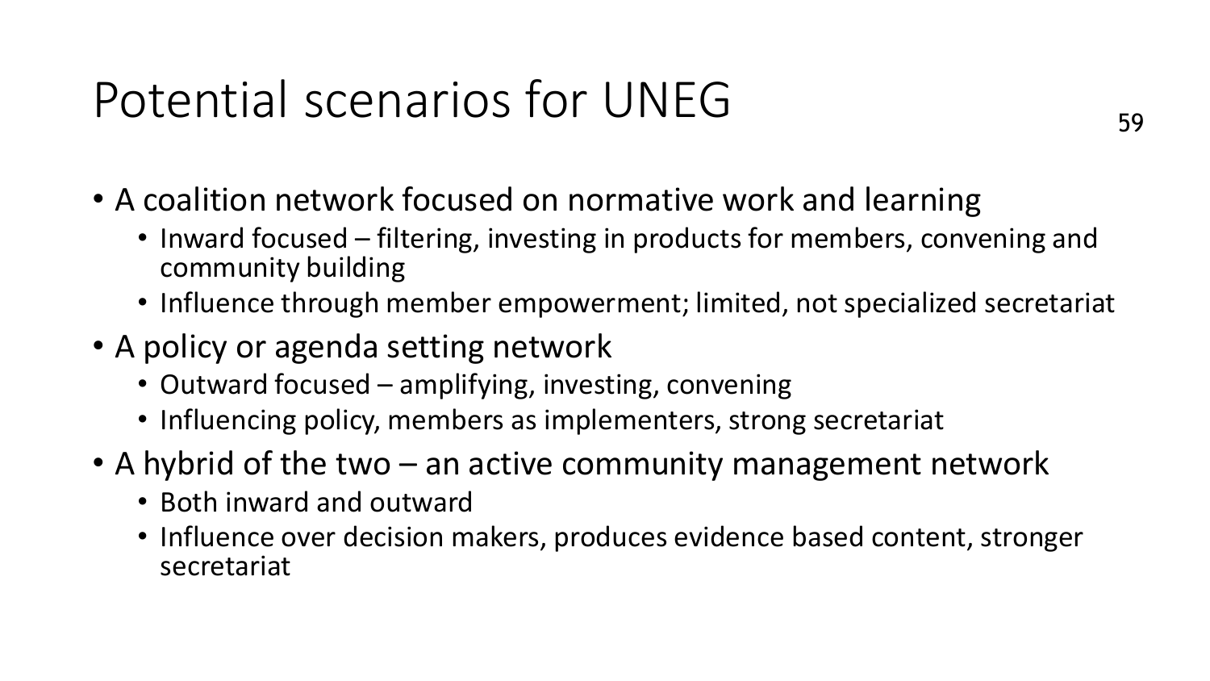# Potential scenarios for UNEG

- A coalition network focused on normative work and learning
  - Inward focused – filtering, investing in products for members, convening and community building
  - Influence through member empowerment; limited, not specialized secretariat
- A policy or agenda setting network
  - Outward focused – amplifying, investing, convening
  - Influencing policy, members as implementers, strong secretariat
- A hybrid of the two – an active community management network
  - Both inward and outward
  - Influence over decision makers, produces evidence based content, stronger secretariat